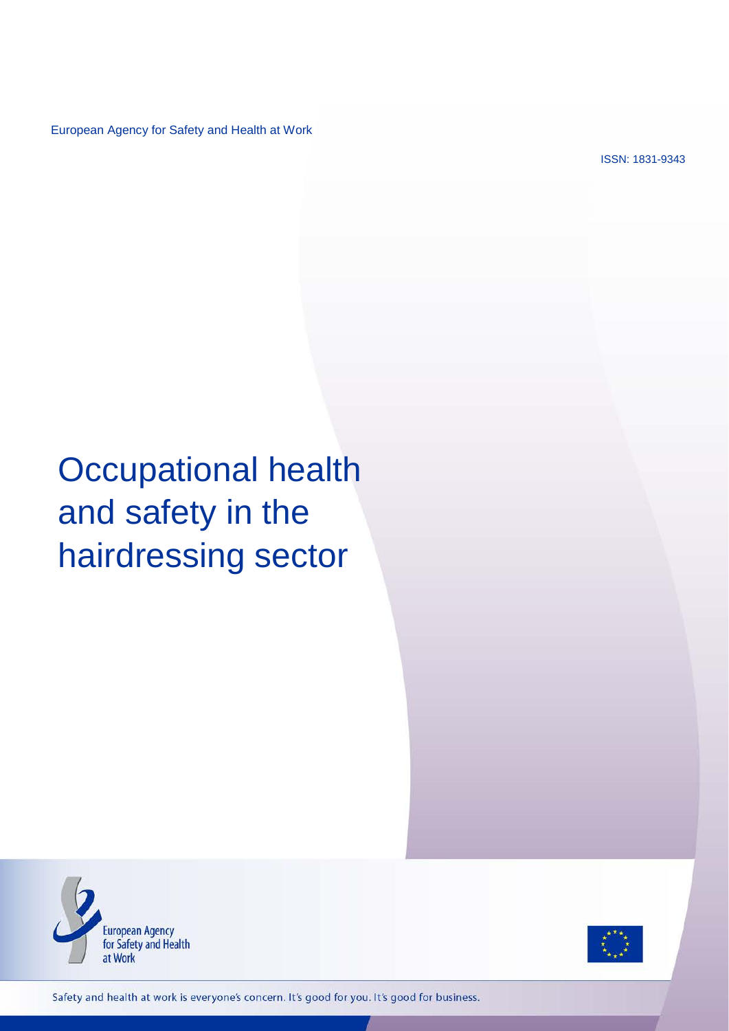European Agency for Safety and Health at Work

ISSN: 1831-9343

# Occupational health and safety in the hairdressing sector

European Agency for Safety and Health at Work

Safety and health at work is everyone's concern. It's good for you. It's good for business.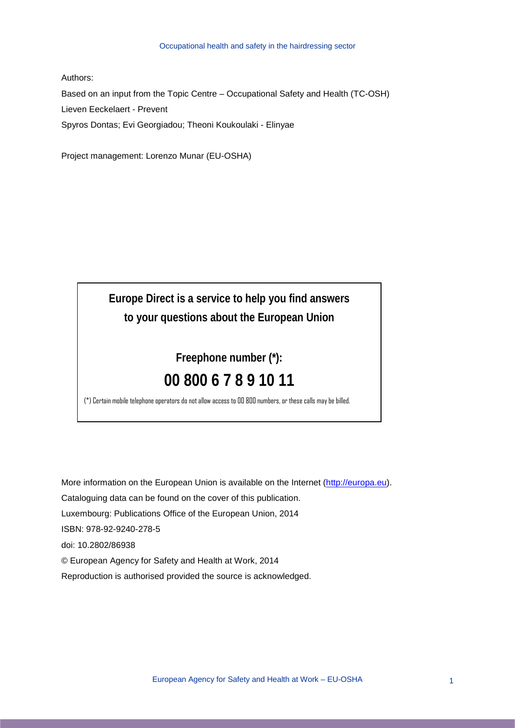Authors:

Based on an input from the Topic Centre – Occupational Safety and Health (TC-OSH)

Lieven Eeckelaert - Prevent

Spyros Dontas; Evi Georgiadou; Theoni Koukoulaki - Elinyae

Project management: Lorenzo Munar (EU-OSHA)

**Europe Direct is a service to help you find answers to your questions about the European Union**

**Freephone number (*):**

**00 800 6 7 8 9 10 11**

(*) Certain mobile telephone operators do not allow access to 00 800 numbers, or these calls may be billed.

More information on the European Union is available on the Internet (http://europa.eu).

Cataloguing data can be found on the cover of this publication.

Luxembourg: Publications Office of the European Union, 2014

ISBN: 978-92-9240-278-5

doi: 10.2802/86938

© European Agency for Safety and Health at Work, 2014

Reproduction is authorised provided the source is acknowledged.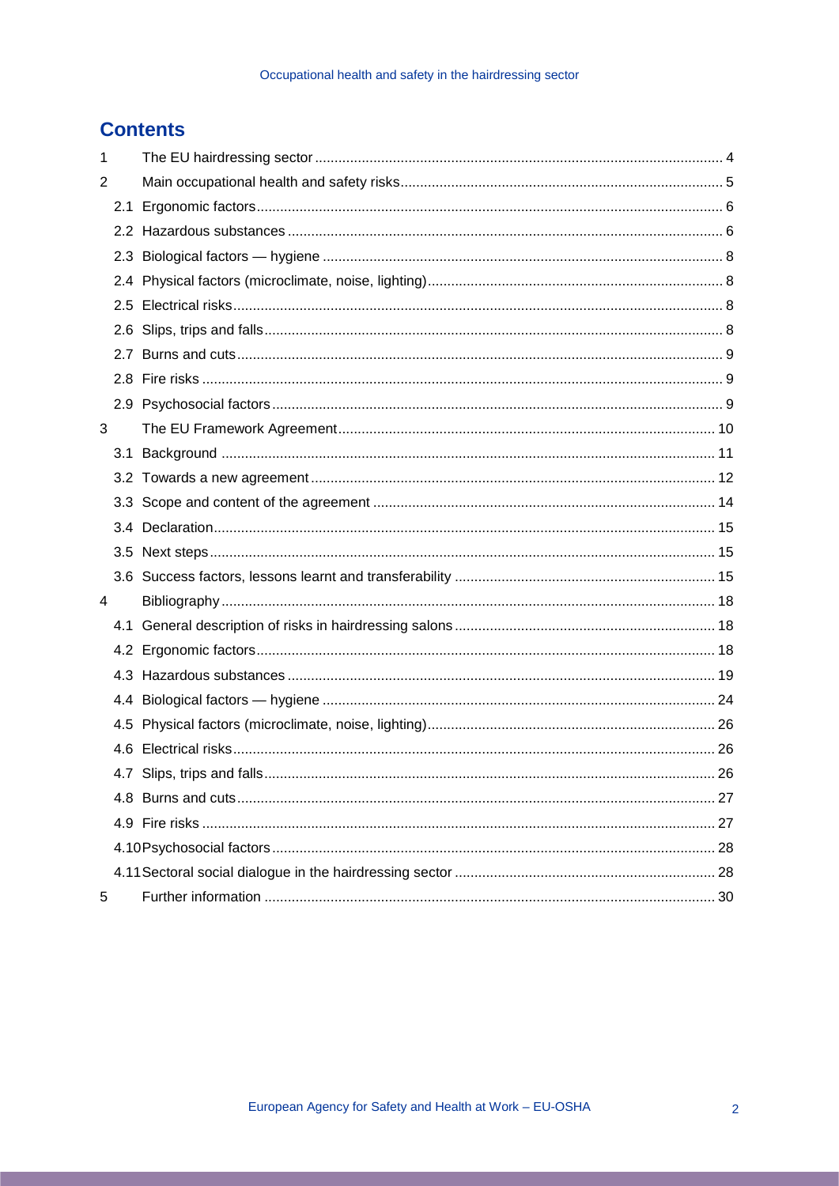## Contents

- 1 The EU hairdressing sector ........ 4
- 2 Main occupational health and safety risks ........ 5
  - 2.1 Ergonomic factors ........ 6
  - 2.2 Hazardous substances ........ 6
  - 2.3 Biological factors — hygiene ........ 8
  - 2.4 Physical factors (microclimate, noise, lighting) ........ 8
  - 2.5 Electrical risks ........ 8
  - 2.6 Slips, trips and falls ........ 8
  - 2.7 Burns and cuts ........ 9
  - 2.8 Fire risks ........ 9
  - 2.9 Psychosocial factors ........ 9
- 3 The EU Framework Agreement ........ 10
  - 3.1 Background ........ 11
  - 3.2 Towards a new agreement ........ 12
  - 3.3 Scope and content of the agreement ........ 14
  - 3.4 Declaration ........ 15
  - 3.5 Next steps ........ 15
  - 3.6 Success factors, lessons learnt and transferability ........ 15
- 4 Bibliography ........ 18
  - 4.1 General description of risks in hairdressing salons ........ 18
  - 4.2 Ergonomic factors ........ 18
  - 4.3 Hazardous substances ........ 19
  - 4.4 Biological factors — hygiene ........ 24
  - 4.5 Physical factors (microclimate, noise, lighting) ........ 26
  - 4.6 Electrical risks ........ 26
  - 4.7 Slips, trips and falls ........ 26
  - 4.8 Burns and cuts ........ 27
  - 4.9 Fire risks ........ 27
  - 4.10 Psychosocial factors ........ 28
  - 4.11 Sectoral social dialogue in the hairdressing sector ........ 28
- 5 Further information ........ 30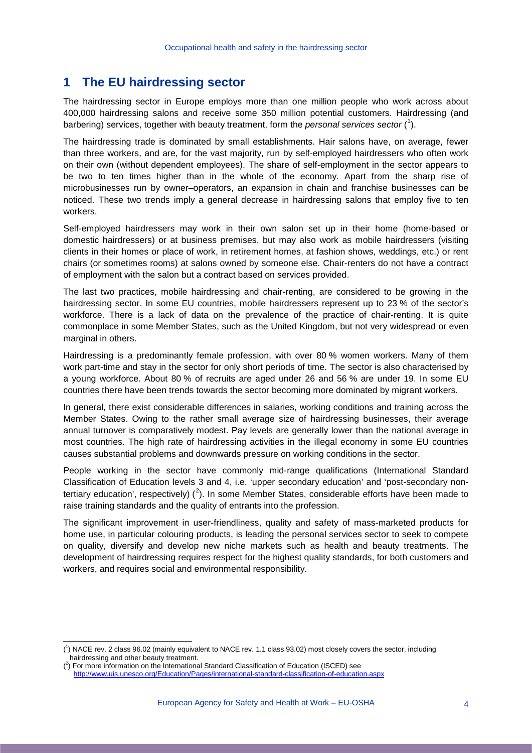# 1 The EU hairdressing sector

The hairdressing sector in Europe employs more than one million people who work across about 400,000 hairdressing salons and receive some 350 million potential customers. Hairdressing (and barbering) services, together with beauty treatment, form the *personal services sector* ([1]).

The hairdressing trade is dominated by small establishments. Hair salons have, on average, fewer than three workers, and are, for the vast majority, run by self-employed hairdressers who often work on their own (without dependent employees). The share of self-employment in the sector appears to be two to ten times higher than in the whole of the economy. Apart from the sharp rise of microbusinesses run by owner–operators, an expansion in chain and franchise businesses can be noticed. These two trends imply a general decrease in hairdressing salons that employ five to ten workers.

Self-employed hairdressers may work in their own salon set up in their home (home-based or domestic hairdressers) or at business premises, but may also work as mobile hairdressers (visiting clients in their homes or place of work, in retirement homes, at fashion shows, weddings, etc.) or rent chairs (or sometimes rooms) at salons owned by someone else. Chair-renters do not have a contract of employment with the salon but a contract based on services provided.

The last two practices, mobile hairdressing and chair-renting, are considered to be growing in the hairdressing sector. In some EU countries, mobile hairdressers represent up to 23 % of the sector's workforce. There is a lack of data on the prevalence of the practice of chair-renting. It is quite commonplace in some Member States, such as the United Kingdom, but not very widespread or even marginal in others.

Hairdressing is a predominantly female profession, with over 80 % women workers. Many of them work part-time and stay in the sector for only short periods of time. The sector is also characterised by a young workforce. About 80 % of recruits are aged under 26 and 56 % are under 19. In some EU countries there have been trends towards the sector becoming more dominated by migrant workers.

In general, there exist considerable differences in salaries, working conditions and training across the Member States. Owing to the rather small average size of hairdressing businesses, their average annual turnover is comparatively modest. Pay levels are generally lower than the national average in most countries. The high rate of hairdressing activities in the illegal economy in some EU countries causes substantial problems and downwards pressure on working conditions in the sector.

People working in the sector have commonly mid-range qualifications (International Standard Classification of Education levels 3 and 4, i.e. 'upper secondary education' and 'post-secondary non-tertiary education', respectively) ([2]). In some Member States, considerable efforts have been made to raise training standards and the quality of entrants into the profession.

The significant improvement in user-friendliness, quality and safety of mass-marketed products for home use, in particular colouring products, is leading the personal services sector to seek to compete on quality, diversify and develop new niche markets such as health and beauty treatments. The development of hairdressing requires respect for the highest quality standards, for both customers and workers, and requires social and environmental responsibility.

---

([1]) NACE rev. 2 class 96.02 (mainly equivalent to NACE rev. 1.1 class 93.02) most closely covers the sector, including hairdressing and other beauty treatment.

([2]) For more information on the International Standard Classification of Education (ISCED) see http://www.uis.unesco.org/Education/Pages/international-standard-classification-of-education.aspx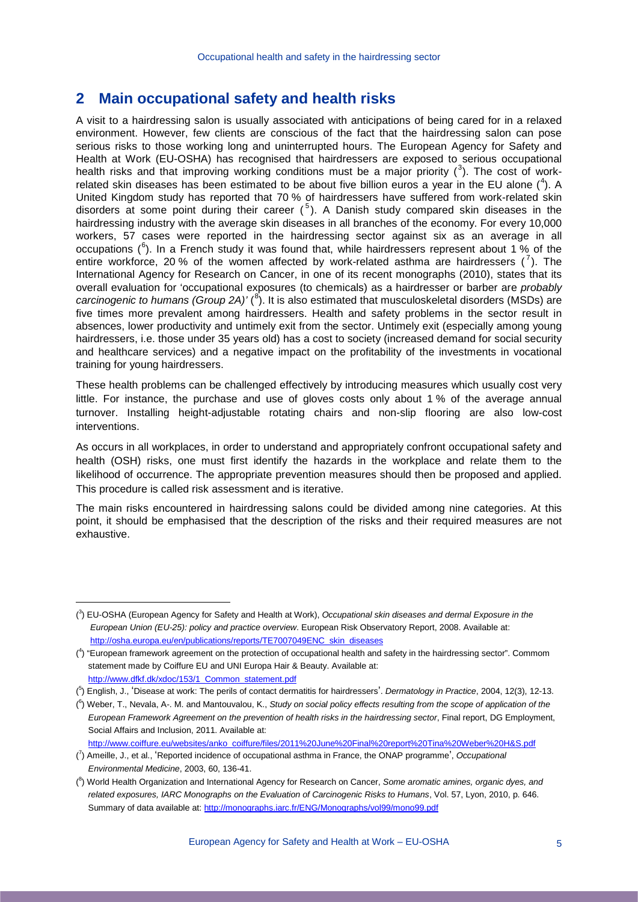## 2 Main occupational safety and health risks

A visit to a hairdressing salon is usually associated with anticipations of being cared for in a relaxed environment. However, few clients are conscious of the fact that the hairdressing salon can pose serious risks to those working long and uninterrupted hours. The European Agency for Safety and Health at Work (EU-OSHA) has recognised that hairdressers are exposed to serious occupational health risks and that improving working conditions must be a major priority ([3]). The cost of work-related skin diseases has been estimated to be about five billion euros a year in the EU alone ([4]). A United Kingdom study has reported that 70 % of hairdressers have suffered from work-related skin disorders at some point during their career ([5]). A Danish study compared skin diseases in the hairdressing industry with the average skin diseases in all branches of the economy. For every 10,000 workers, 57 cases were reported in the hairdressing sector against six as an average in all occupations ([6]). In a French study it was found that, while hairdressers represent about 1 % of the entire workforce, 20 % of the women affected by work-related asthma are hairdressers ([7]). The International Agency for Research on Cancer, in one of its recent monographs (2010), states that its overall evaluation for 'occupational exposures (to chemicals) as a hairdresser or barber are *probably carcinogenic to humans (Group 2A)'* ([8]). It is also estimated that musculoskeletal disorders (MSDs) are five times more prevalent among hairdressers. Health and safety problems in the sector result in absences, lower productivity and untimely exit from the sector. Untimely exit (especially among young hairdressers, i.e. those under 35 years old) has a cost to society (increased demand for social security and healthcare services) and a negative impact on the profitability of the investments in vocational training for young hairdressers.

These health problems can be challenged effectively by introducing measures which usually cost very little. For instance, the purchase and use of gloves costs only about 1 % of the average annual turnover. Installing height-adjustable rotating chairs and non-slip flooring are also low-cost interventions.

As occurs in all workplaces, in order to understand and appropriately confront occupational safety and health (OSH) risks, one must first identify the hazards in the workplace and relate them to the likelihood of occurrence. The appropriate prevention measures should then be proposed and applied. This procedure is called risk assessment and is iterative.

The main risks encountered in hairdressing salons could be divided among nine categories. At this point, it should be emphasised that the description of the risks and their required measures are not exhaustive.

---

([3]) EU-OSHA (European Agency for Safety and Health at Work), *Occupational skin diseases and dermal Exposure in the European Union (EU-25): policy and practice overview*. European Risk Observatory Report, 2008. Available at: http://osha.europa.eu/en/publications/reports/TE7007049ENC_skin_diseases

([4]) "European framework agreement on the protection of occupational health and safety in the hairdressing sector". Commom statement made by Coiffure EU and UNI Europa Hair & Beauty. Available at: http://www.dfkf.dk/xdoc/153/1_Common_statement.pdf

([5]) English, J., 'Disease at work: The perils of contact dermatitis for hairdressers'. *Dermatology in Practice*, 2004, 12(3), 12-13.

([6]) Weber, T., Nevala, A-. M. and Mantouvalou, K., *Study on social policy effects resulting from the scope of application of the European Framework Agreement on the prevention of health risks in the hairdressing sector*, Final report, DG Employment, Social Affairs and Inclusion, 2011. Available at: http://www.coiffure.eu/websites/anko_coiffure/files/2011%20June%20Final%20report%20Tina%20Weber%20H&S.pdf

([7]) Ameille, J., et al., 'Reported incidence of occupational asthma in France, the ONAP programme', *Occupational Environmental Medicine*, 2003, 60, 136-41.

([8]) World Health Organization and International Agency for Research on Cancer, *Some aromatic amines, organic dyes, and related exposures, IARC Monographs on the Evaluation of Carcinogenic Risks to Humans*, Vol. 57, Lyon, 2010, p. 646. Summary of data available at: http://monographs.iarc.fr/ENG/Monographs/vol99/mono99.pdf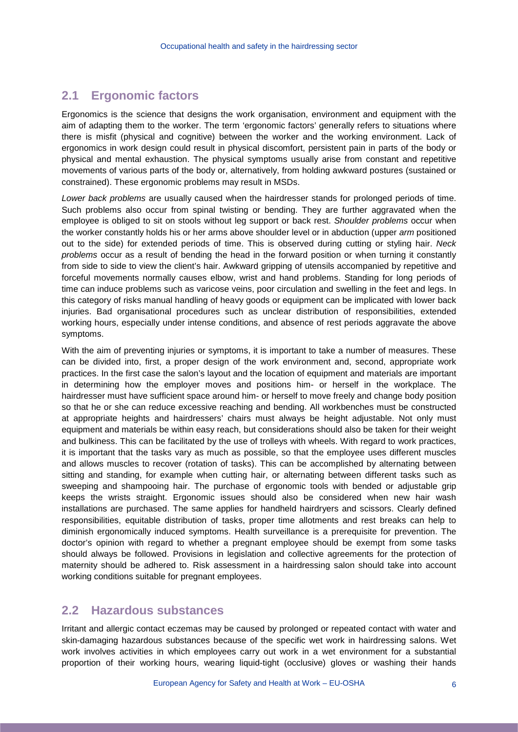## 2.1 Ergonomic factors

Ergonomics is the science that designs the work organisation, environment and equipment with the aim of adapting them to the worker. The term 'ergonomic factors' generally refers to situations where there is misfit (physical and cognitive) between the worker and the working environment. Lack of ergonomics in work design could result in physical discomfort, persistent pain in parts of the body or physical and mental exhaustion. The physical symptoms usually arise from constant and repetitive movements of various parts of the body or, alternatively, from holding awkward postures (sustained or constrained). These ergonomic problems may result in MSDs.

*Lower back problems* are usually caused when the hairdresser stands for prolonged periods of time. Such problems also occur from spinal twisting or bending. They are further aggravated when the employee is obliged to sit on stools without leg support or back rest. *Shoulder problems* occur when the worker constantly holds his or her arms above shoulder level or in abduction (upper *arm* positioned out to the side) for extended periods of time. This is observed during cutting or styling hair. *Neck problems* occur as a result of bending the head in the forward position or when turning it constantly from side to side to view the client's hair. Awkward gripping of utensils accompanied by repetitive and forceful movements normally causes elbow, wrist and hand problems. Standing for long periods of time can induce problems such as varicose veins, poor circulation and swelling in the feet and legs. In this category of risks manual handling of heavy goods or equipment can be implicated with lower back injuries. Bad organisational procedures such as unclear distribution of responsibilities, extended working hours, especially under intense conditions, and absence of rest periods aggravate the above symptoms.

With the aim of preventing injuries or symptoms, it is important to take a number of measures. These can be divided into, first, a proper design of the work environment and, second, appropriate work practices. In the first case the salon's layout and the location of equipment and materials are important in determining how the employer moves and positions him- or herself in the workplace. The hairdresser must have sufficient space around him- or herself to move freely and change body position so that he or she can reduce excessive reaching and bending. All workbenches must be constructed at appropriate heights and hairdressers' chairs must always be height adjustable. Not only must equipment and materials be within easy reach, but considerations should also be taken for their weight and bulkiness. This can be facilitated by the use of trolleys with wheels. With regard to work practices, it is important that the tasks vary as much as possible, so that the employee uses different muscles and allows muscles to recover (rotation of tasks). This can be accomplished by alternating between sitting and standing, for example when cutting hair, or alternating between different tasks such as sweeping and shampooing hair. The purchase of ergonomic tools with bended or adjustable grip keeps the wrists straight. Ergonomic issues should also be considered when new hair wash installations are purchased. The same applies for handheld hairdryers and scissors. Clearly defined responsibilities, equitable distribution of tasks, proper time allotments and rest breaks can help to diminish ergonomically induced symptoms. Health surveillance is a prerequisite for prevention. The doctor's opinion with regard to whether a pregnant employee should be exempt from some tasks should always be followed. Provisions in legislation and collective agreements for the protection of maternity should be adhered to. Risk assessment in a hairdressing salon should take into account working conditions suitable for pregnant employees.

## 2.2 Hazardous substances

Irritant and allergic contact eczemas may be caused by prolonged or repeated contact with water and skin-damaging hazardous substances because of the specific wet work in hairdressing salons. Wet work involves activities in which employees carry out work in a wet environment for a substantial proportion of their working hours, wearing liquid-tight (occlusive) gloves or washing their hands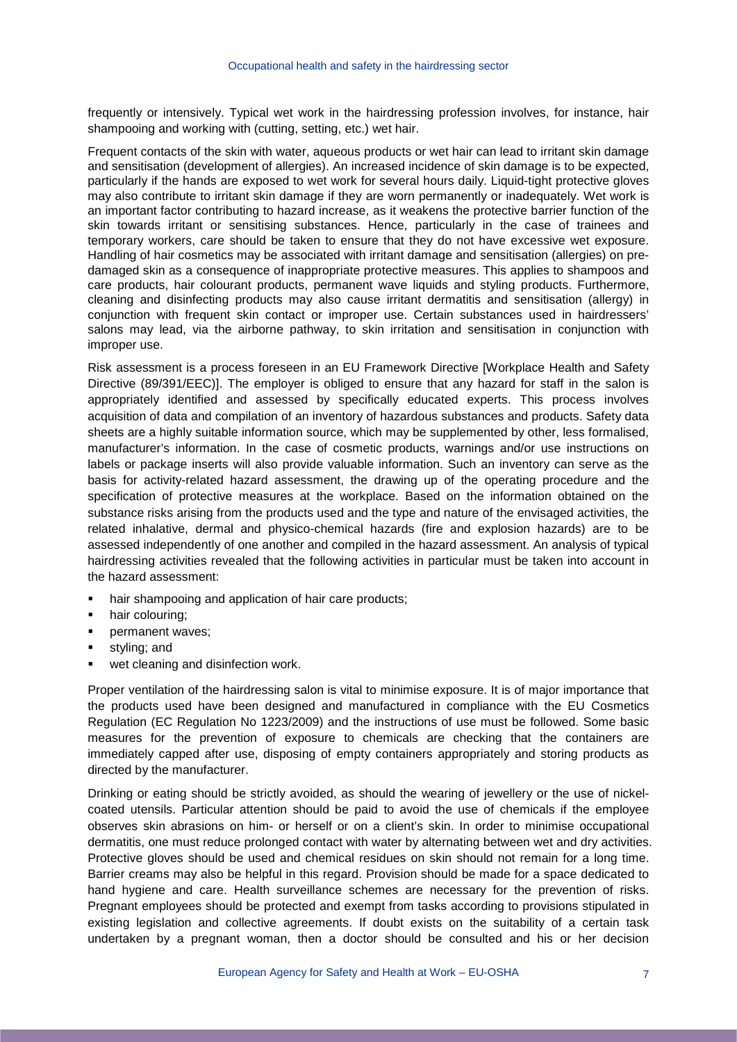frequently or intensively. Typical wet work in the hairdressing profession involves, for instance, hair shampooing and working with (cutting, setting, etc.) wet hair.

Frequent contacts of the skin with water, aqueous products or wet hair can lead to irritant skin damage and sensitisation (development of allergies). An increased incidence of skin damage is to be expected, particularly if the hands are exposed to wet work for several hours daily. Liquid-tight protective gloves may also contribute to irritant skin damage if they are worn permanently or inadequately. Wet work is an important factor contributing to hazard increase, as it weakens the protective barrier function of the skin towards irritant or sensitising substances. Hence, particularly in the case of trainees and temporary workers, care should be taken to ensure that they do not have excessive wet exposure. Handling of hair cosmetics may be associated with irritant damage and sensitisation (allergies) on pre-damaged skin as a consequence of inappropriate protective measures. This applies to shampoos and care products, hair colourant products, permanent wave liquids and styling products. Furthermore, cleaning and disinfecting products may also cause irritant dermatitis and sensitisation (allergy) in conjunction with frequent skin contact or improper use. Certain substances used in hairdressers' salons may lead, via the airborne pathway, to skin irritation and sensitisation in conjunction with improper use.

Risk assessment is a process foreseen in an EU Framework Directive [Workplace Health and Safety Directive (89/391/EEC)]. The employer is obliged to ensure that any hazard for staff in the salon is appropriately identified and assessed by specifically educated experts. This process involves acquisition of data and compilation of an inventory of hazardous substances and products. Safety data sheets are a highly suitable information source, which may be supplemented by other, less formalised, manufacturer's information. In the case of cosmetic products, warnings and/or use instructions on labels or package inserts will also provide valuable information. Such an inventory can serve as the basis for activity-related hazard assessment, the drawing up of the operating procedure and the specification of protective measures at the workplace. Based on the information obtained on the substance risks arising from the products used and the type and nature of the envisaged activities, the related inhalative, dermal and physico-chemical hazards (fire and explosion hazards) are to be assessed independently of one another and compiled in the hazard assessment. An analysis of typical hairdressing activities revealed that the following activities in particular must be taken into account in the hazard assessment:

- hair shampooing and application of hair care products;
- hair colouring;
- permanent waves;
- styling; and
- wet cleaning and disinfection work.

Proper ventilation of the hairdressing salon is vital to minimise exposure. It is of major importance that the products used have been designed and manufactured in compliance with the EU Cosmetics Regulation (EC Regulation No 1223/2009) and the instructions of use must be followed. Some basic measures for the prevention of exposure to chemicals are checking that the containers are immediately capped after use, disposing of empty containers appropriately and storing products as directed by the manufacturer.

Drinking or eating should be strictly avoided, as should the wearing of jewellery or the use of nickel-coated utensils. Particular attention should be paid to avoid the use of chemicals if the employee observes skin abrasions on him- or herself or on a client's skin. In order to minimise occupational dermatitis, one must reduce prolonged contact with water by alternating between wet and dry activities. Protective gloves should be used and chemical residues on skin should not remain for a long time. Barrier creams may also be helpful in this regard. Provision should be made for a space dedicated to hand hygiene and care. Health surveillance schemes are necessary for the prevention of risks. Pregnant employees should be protected and exempt from tasks according to provisions stipulated in existing legislation and collective agreements. If doubt exists on the suitability of a certain task undertaken by a pregnant woman, then a doctor should be consulted and his or her decision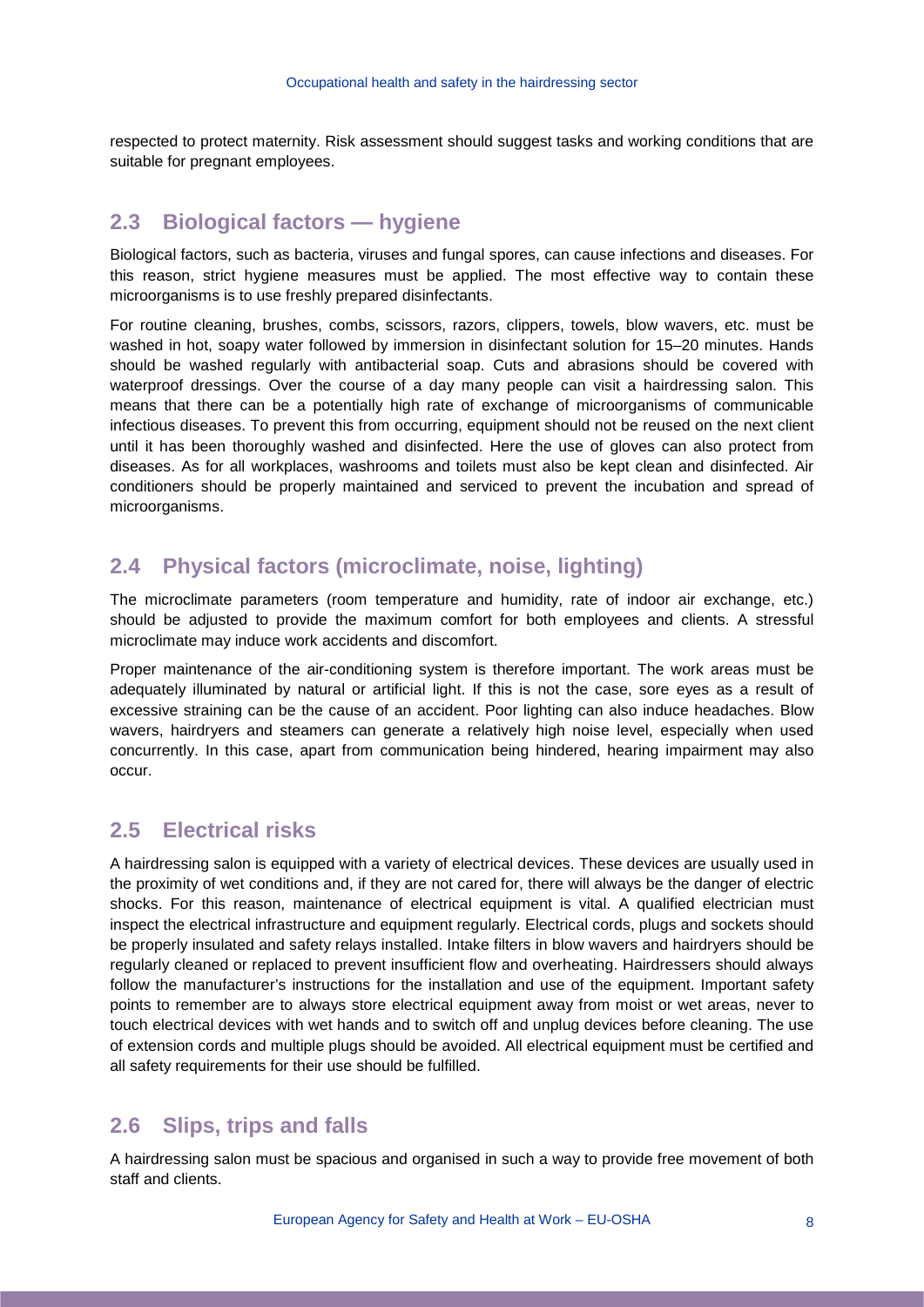respected to protect maternity. Risk assessment should suggest tasks and working conditions that are suitable for pregnant employees.

## 2.3 Biological factors — hygiene

Biological factors, such as bacteria, viruses and fungal spores, can cause infections and diseases. For this reason, strict hygiene measures must be applied. The most effective way to contain these microorganisms is to use freshly prepared disinfectants.

For routine cleaning, brushes, combs, scissors, razors, clippers, towels, blow wavers, etc. must be washed in hot, soapy water followed by immersion in disinfectant solution for 15–20 minutes. Hands should be washed regularly with antibacterial soap. Cuts and abrasions should be covered with waterproof dressings. Over the course of a day many people can visit a hairdressing salon. This means that there can be a potentially high rate of exchange of microorganisms of communicable infectious diseases. To prevent this from occurring, equipment should not be reused on the next client until it has been thoroughly washed and disinfected. Here the use of gloves can also protect from diseases. As for all workplaces, washrooms and toilets must also be kept clean and disinfected. Air conditioners should be properly maintained and serviced to prevent the incubation and spread of microorganisms.

## 2.4 Physical factors (microclimate, noise, lighting)

The microclimate parameters (room temperature and humidity, rate of indoor air exchange, etc.) should be adjusted to provide the maximum comfort for both employees and clients. A stressful microclimate may induce work accidents and discomfort.

Proper maintenance of the air-conditioning system is therefore important. The work areas must be adequately illuminated by natural or artificial light. If this is not the case, sore eyes as a result of excessive straining can be the cause of an accident. Poor lighting can also induce headaches. Blow wavers, hairdryers and steamers can generate a relatively high noise level, especially when used concurrently. In this case, apart from communication being hindered, hearing impairment may also occur.

## 2.5 Electrical risks

A hairdressing salon is equipped with a variety of electrical devices. These devices are usually used in the proximity of wet conditions and, if they are not cared for, there will always be the danger of electric shocks. For this reason, maintenance of electrical equipment is vital. A qualified electrician must inspect the electrical infrastructure and equipment regularly. Electrical cords, plugs and sockets should be properly insulated and safety relays installed. Intake filters in blow wavers and hairdryers should be regularly cleaned or replaced to prevent insufficient flow and overheating. Hairdressers should always follow the manufacturer's instructions for the installation and use of the equipment. Important safety points to remember are to always store electrical equipment away from moist or wet areas, never to touch electrical devices with wet hands and to switch off and unplug devices before cleaning. The use of extension cords and multiple plugs should be avoided. All electrical equipment must be certified and all safety requirements for their use should be fulfilled.

## 2.6 Slips, trips and falls

A hairdressing salon must be spacious and organised in such a way to provide free movement of both staff and clients.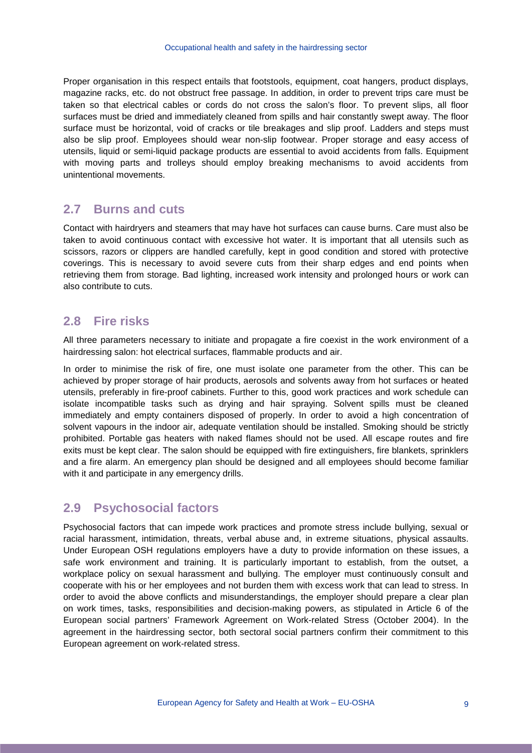Proper organisation in this respect entails that footstools, equipment, coat hangers, product displays, magazine racks, etc. do not obstruct free passage. In addition, in order to prevent trips care must be taken so that electrical cables or cords do not cross the salon's floor. To prevent slips, all floor surfaces must be dried and immediately cleaned from spills and hair constantly swept away. The floor surface must be horizontal, void of cracks or tile breakages and slip proof. Ladders and steps must also be slip proof. Employees should wear non-slip footwear. Proper storage and easy access of utensils, liquid or semi-liquid package products are essential to avoid accidents from falls. Equipment with moving parts and trolleys should employ breaking mechanisms to avoid accidents from unintentional movements.

## 2.7 Burns and cuts

Contact with hairdryers and steamers that may have hot surfaces can cause burns. Care must also be taken to avoid continuous contact with excessive hot water. It is important that all utensils such as scissors, razors or clippers are handled carefully, kept in good condition and stored with protective coverings. This is necessary to avoid severe cuts from their sharp edges and end points when retrieving them from storage. Bad lighting, increased work intensity and prolonged hours or work can also contribute to cuts.

## 2.8 Fire risks

All three parameters necessary to initiate and propagate a fire coexist in the work environment of a hairdressing salon: hot electrical surfaces, flammable products and air.

In order to minimise the risk of fire, one must isolate one parameter from the other. This can be achieved by proper storage of hair products, aerosols and solvents away from hot surfaces or heated utensils, preferably in fire-proof cabinets. Further to this, good work practices and work schedule can isolate incompatible tasks such as drying and hair spraying. Solvent spills must be cleaned immediately and empty containers disposed of properly. In order to avoid a high concentration of solvent vapours in the indoor air, adequate ventilation should be installed. Smoking should be strictly prohibited. Portable gas heaters with naked flames should not be used. All escape routes and fire exits must be kept clear. The salon should be equipped with fire extinguishers, fire blankets, sprinklers and a fire alarm. An emergency plan should be designed and all employees should become familiar with it and participate in any emergency drills.

## 2.9 Psychosocial factors

Psychosocial factors that can impede work practices and promote stress include bullying, sexual or racial harassment, intimidation, threats, verbal abuse and, in extreme situations, physical assaults. Under European OSH regulations employers have a duty to provide information on these issues, a safe work environment and training. It is particularly important to establish, from the outset, a workplace policy on sexual harassment and bullying. The employer must continuously consult and cooperate with his or her employees and not burden them with excess work that can lead to stress. In order to avoid the above conflicts and misunderstandings, the employer should prepare a clear plan on work times, tasks, responsibilities and decision-making powers, as stipulated in Article 6 of the European social partners' Framework Agreement on Work-related Stress (October 2004). In the agreement in the hairdressing sector, both sectoral social partners confirm their commitment to this European agreement on work-related stress.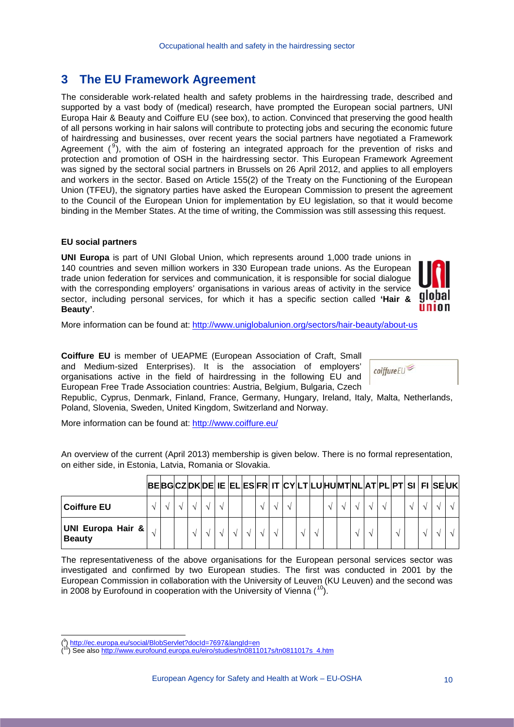# 3 The EU Framework Agreement

The considerable work-related health and safety problems in the hairdressing trade, described and supported by a vast body of (medical) research, have prompted the European social partners, UNI Europa Hair & Beauty and Coiffure EU (see box), to action. Convinced that preserving the good health of all persons working in hair salons will contribute to protecting jobs and securing the economic future of hairdressing and businesses, over recent years the social partners have negotiated a Framework Agreement ([9]), with the aim of fostering an integrated approach for the prevention of risks and protection and promotion of OSH in the hairdressing sector. This European Framework Agreement was signed by the sectoral social partners in Brussels on 26 April 2012, and applies to all employers and workers in the sector. Based on Article 155(2) of the Treaty on the Functioning of the European Union (TFEU), the signatory parties have asked the European Commission to present the agreement to the Council of the European Union for implementation by EU legislation, so that it would become binding in the Member States. At the time of writing, the Commission was still assessing this request.

**EU social partners**

**UNI Europa** is part of UNI Global Union, which represents around 1,000 trade unions in 140 countries and seven million workers in 330 European trade unions. As the European trade union federation for services and communication, it is responsible for social dialogue with the corresponding employers' organisations in various areas of activity in the service sector, including personal services, for which it has a specific section called **'Hair & Beauty'**.

More information can be found at: http://www.uniglobalunion.org/sectors/hair-beauty/about-us

**Coiffure EU** is member of UEAPME (European Association of Craft, Small and Medium-sized Enterprises). It is the association of employers' organisations active in the field of hairdressing in the following EU and European Free Trade Association countries: Austria, Belgium, Bulgaria, Czech Republic, Cyprus, Denmark, Finland, France, Germany, Hungary, Ireland, Italy, Malta, Netherlands, Poland, Slovenia, Sweden, United Kingdom, Switzerland and Norway.

More information can be found at: http://www.coiffure.eu/

An overview of the current (April 2013) membership is given below. There is no formal representation, on either side, in Estonia, Latvia, Romania or Slovakia.

| | BE | BG | CZ | DK | DE | IE | EL | ES | FR | IT | CY | LT | LU | HU | MT | NL | AT | PL | PT | SI | FI | SE | UK |
|---|---|---|---|---|---|---|---|---|---|---|---|---|---|---|---|---|---|---|---|---|---|---|---|
| **Coiffure EU** | √ | √ | √ | √ | √ | √ | | | √ | √ | √ | | | √ | √ | √ | √ | √ | | √ | √ | √ | √ |
| **UNI Europa Hair & Beauty** | √ | | | √ | √ | √ | √ | √ | √ | √ | | √ | √ | | | √ | √ | | √ | | √ | √ | √ |

The representativeness of the above organisations for the European personal services sector was investigated and confirmed by two European studies. The first was conducted in 2001 by the European Commission in collaboration with the University of Leuven (KU Leuven) and the second was in 2008 by Eurofound in cooperation with the University of Vienna ([10]).

---

([9]) http://ec.europa.eu/social/BlobServlet?docId=7697&langId=en

([10]) See also http://www.eurofound.europa.eu/eiro/studies/tn0811017s/tn0811017s_4.htm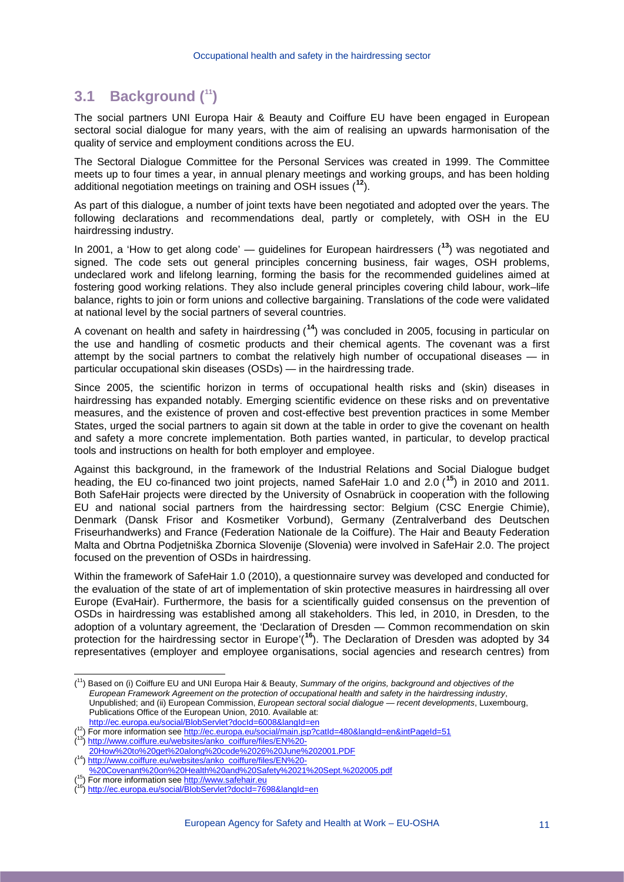## 3.1 Background ([11])

The social partners UNI Europa Hair & Beauty and Coiffure EU have been engaged in European sectoral social dialogue for many years, with the aim of realising an upwards harmonisation of the quality of service and employment conditions across the EU.

The Sectoral Dialogue Committee for the Personal Services was created in 1999. The Committee meets up to four times a year, in annual plenary meetings and working groups, and has been holding additional negotiation meetings on training and OSH issues ([12]).

As part of this dialogue, a number of joint texts have been negotiated and adopted over the years. The following declarations and recommendations deal, partly or completely, with OSH in the EU hairdressing industry.

In 2001, a 'How to get along code' — guidelines for European hairdressers ([13]) was negotiated and signed. The code sets out general principles concerning business, fair wages, OSH problems, undeclared work and lifelong learning, forming the basis for the recommended guidelines aimed at fostering good working relations. They also include general principles covering child labour, work–life balance, rights to join or form unions and collective bargaining. Translations of the code were validated at national level by the social partners of several countries.

A covenant on health and safety in hairdressing ([14]) was concluded in 2005, focusing in particular on the use and handling of cosmetic products and their chemical agents. The covenant was a first attempt by the social partners to combat the relatively high number of occupational diseases — in particular occupational skin diseases (OSDs) — in the hairdressing trade.

Since 2005, the scientific horizon in terms of occupational health risks and (skin) diseases in hairdressing has expanded notably. Emerging scientific evidence on these risks and on preventative measures, and the existence of proven and cost-effective best prevention practices in some Member States, urged the social partners to again sit down at the table in order to give the covenant on health and safety a more concrete implementation. Both parties wanted, in particular, to develop practical tools and instructions on health for both employer and employee.

Against this background, in the framework of the Industrial Relations and Social Dialogue budget heading, the EU co-financed two joint projects, named SafeHair 1.0 and 2.0 ([15]) in 2010 and 2011. Both SafeHair projects were directed by the University of Osnabrück in cooperation with the following EU and national social partners from the hairdressing sector: Belgium (CSC Energie Chimie), Denmark (Dansk Frisor and Kosmetiker Vorbund), Germany (Zentralverband des Deutschen Friseurhandwerks) and France (Federation Nationale de la Coiffure). The Hair and Beauty Federation Malta and Obrtna Podjetniška Zbornica Slovenije (Slovenia) were involved in SafeHair 2.0. The project focused on the prevention of OSDs in hairdressing.

Within the framework of SafeHair 1.0 (2010), a questionnaire survey was developed and conducted for the evaluation of the state of art of implementation of skin protective measures in hairdressing all over Europe (EvaHair). Furthermore, the basis for a scientifically guided consensus on the prevention of OSDs in hairdressing was established among all stakeholders. This led, in 2010, in Dresden, to the adoption of a voluntary agreement, the 'Declaration of Dresden — Common recommendation on skin protection for the hairdressing sector in Europe'([16]). The Declaration of Dresden was adopted by 34 representatives (employer and employee organisations, social agencies and research centres) from

---

([11]) Based on (i) Coiffure EU and UNI Europa Hair & Beauty, *Summary of the origins, background and objectives of the European Framework Agreement on the protection of occupational health and safety in the hairdressing industry*, Unpublished; and (ii) European Commission, *European sectoral social dialogue — recent developments*, Luxembourg, Publications Office of the European Union, 2010. Available at: http://ec.europa.eu/social/BlobServlet?docId=6008&langId=en

([12]) For more information see http://ec.europa.eu/social/main.jsp?catId=480&langId=en&intPageId=51

([13]) http://www.coiffure.eu/websites/anko_coiffure/files/EN%20-20How%20to%20get%20along%20code%2026%20June%202001.PDF

([14]) http://www.coiffure.eu/websites/anko_coiffure/files/EN%20-%20Covenant%20on%20Health%20and%20Safety%2021%20Sept.%202005.pdf

([15]) For more information see http://www.safehair.eu

([16]) http://ec.europa.eu/social/BlobServlet?docId=7698&langId=en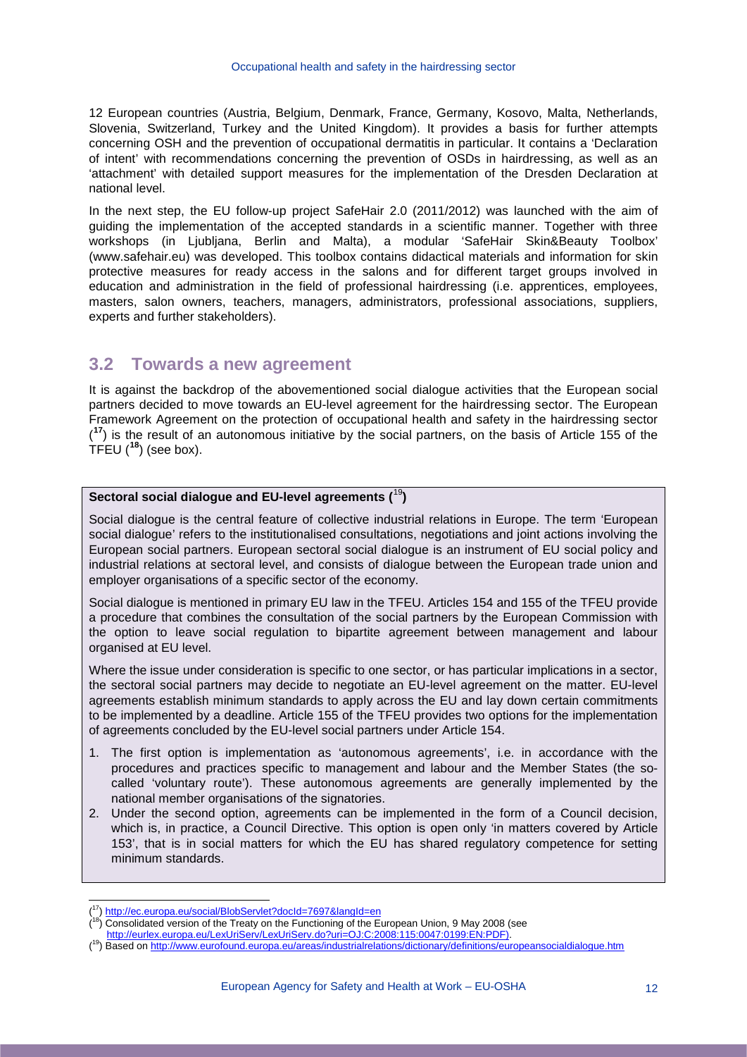12 European countries (Austria, Belgium, Denmark, France, Germany, Kosovo, Malta, Netherlands, Slovenia, Switzerland, Turkey and the United Kingdom). It provides a basis for further attempts concerning OSH and the prevention of occupational dermatitis in particular. It contains a 'Declaration of intent' with recommendations concerning the prevention of OSDs in hairdressing, as well as an 'attachment' with detailed support measures for the implementation of the Dresden Declaration at national level.

In the next step, the EU follow-up project SafeHair 2.0 (2011/2012) was launched with the aim of guiding the implementation of the accepted standards in a scientific manner. Together with three workshops (in Ljubljana, Berlin and Malta), a modular 'SafeHair Skin&Beauty Toolbox' (www.safehair.eu) was developed. This toolbox contains didactical materials and information for skin protective measures for ready access in the salons and for different target groups involved in education and administration in the field of professional hairdressing (i.e. apprentices, employees, masters, salon owners, teachers, managers, administrators, professional associations, suppliers, experts and further stakeholders).

## 3.2 Towards a new agreement

It is against the backdrop of the abovementioned social dialogue activities that the European social partners decided to move towards an EU-level agreement for the hairdressing sector. The European Framework Agreement on the protection of occupational health and safety in the hairdressing sector ([17]) is the result of an autonomous initiative by the social partners, on the basis of Article 155 of the TFEU ([18]) (see box).

**Sectoral social dialogue and EU-level agreements ([19])**

Social dialogue is the central feature of collective industrial relations in Europe. The term 'European social dialogue' refers to the institutionalised consultations, negotiations and joint actions involving the European social partners. European sectoral social dialogue is an instrument of EU social policy and industrial relations at sectoral level, and consists of dialogue between the European trade union and employer organisations of a specific sector of the economy.

Social dialogue is mentioned in primary EU law in the TFEU. Articles 154 and 155 of the TFEU provide a procedure that combines the consultation of the social partners by the European Commission with the option to leave social regulation to bipartite agreement between management and labour organised at EU level.

Where the issue under consideration is specific to one sector, or has particular implications in a sector, the sectoral social partners may decide to negotiate an EU-level agreement on the matter. EU-level agreements establish minimum standards to apply across the EU and lay down certain commitments to be implemented by a deadline. Article 155 of the TFEU provides two options for the implementation of agreements concluded by the EU-level social partners under Article 154.

1. The first option is implementation as 'autonomous agreements', i.e. in accordance with the procedures and practices specific to management and labour and the Member States (the so-called 'voluntary route'). These autonomous agreements are generally implemented by the national member organisations of the signatories.
2. Under the second option, agreements can be implemented in the form of a Council decision, which is, in practice, a Council Directive. This option is open only 'in matters covered by Article 153', that is in social matters for which the EU has shared regulatory competence for setting minimum standards.

---

([17]) http://ec.europa.eu/social/BlobServlet?docId=7697&langId=en

([18]) Consolidated version of the Treaty on the Functioning of the European Union, 9 May 2008 (see http://eurlex.europa.eu/LexUriServ/LexUriServ.do?uri=OJ:C:2008:115:0047:0199:EN:PDF).

([19]) Based on http://www.eurofound.europa.eu/areas/industrialrelations/dictionary/definitions/europeansocialdialogue.htm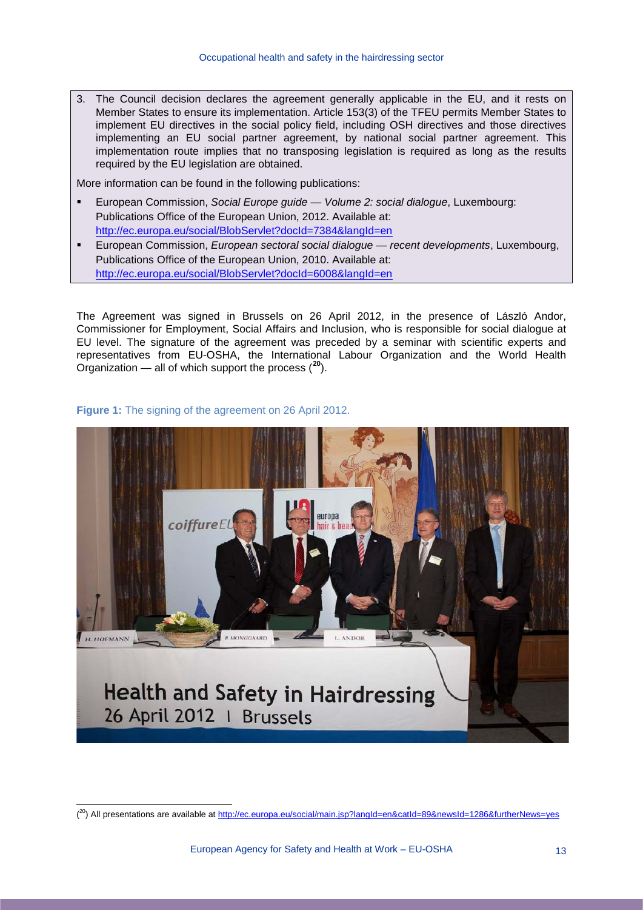3. The Council decision declares the agreement generally applicable in the EU, and it rests on Member States to ensure its implementation. Article 153(3) of the TFEU permits Member States to implement EU directives in the social policy field, including OSH directives and those directives implementing an EU social partner agreement, by national social partner agreement. This implementation route implies that no transposing legislation is required as long as the results required by the EU legislation are obtained.

More information can be found in the following publications:

- European Commission, *Social Europe guide — Volume 2: social dialogue*, Luxembourg: Publications Office of the European Union, 2012. Available at: http://ec.europa.eu/social/BlobServlet?docId=7384&langId=en
- European Commission, *European sectoral social dialogue — recent developments*, Luxembourg, Publications Office of the European Union, 2010. Available at: http://ec.europa.eu/social/BlobServlet?docId=6008&langId=en

The Agreement was signed in Brussels on 26 April 2012, in the presence of László Andor, Commissioner for Employment, Social Affairs and Inclusion, who is responsible for social dialogue at EU level. The signature of the agreement was preceded by a seminar with scientific experts and representatives from EU-OSHA, the International Labour Organization and the World Health Organization — all of which support the process ([20]).

**Figure 1:** The signing of the agreement on 26 April 2012.

([20]) All presentations are available at http://ec.europa.eu/social/main.jsp?langId=en&catId=89&newsId=1286&furtherNews=yes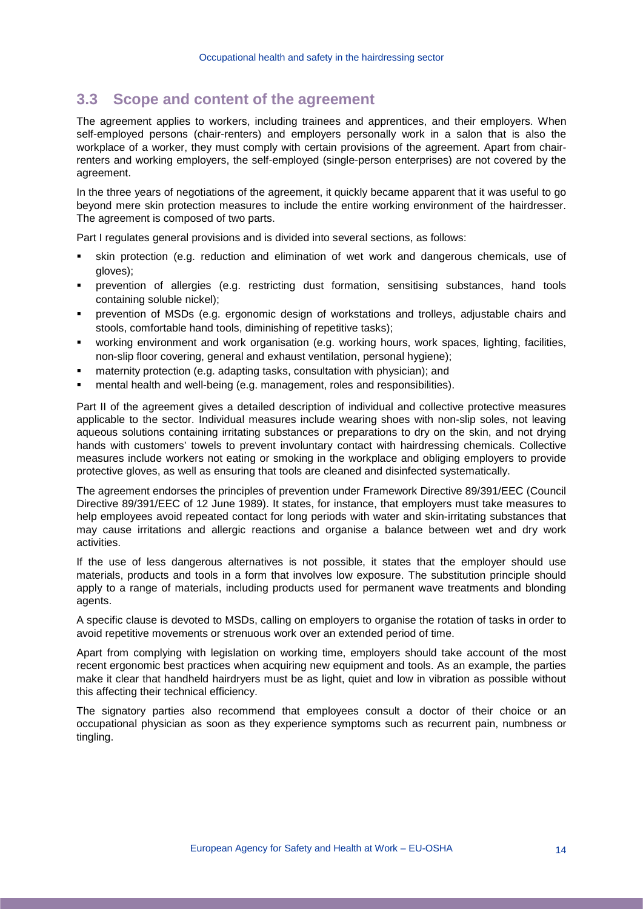## 3.3 Scope and content of the agreement

The agreement applies to workers, including trainees and apprentices, and their employers. When self-employed persons (chair-renters) and employers personally work in a salon that is also the workplace of a worker, they must comply with certain provisions of the agreement. Apart from chair-renters and working employers, the self-employed (single-person enterprises) are not covered by the agreement.

In the three years of negotiations of the agreement, it quickly became apparent that it was useful to go beyond mere skin protection measures to include the entire working environment of the hairdresser. The agreement is composed of two parts.

Part I regulates general provisions and is divided into several sections, as follows:

- skin protection (e.g. reduction and elimination of wet work and dangerous chemicals, use of gloves);
- prevention of allergies (e.g. restricting dust formation, sensitising substances, hand tools containing soluble nickel);
- prevention of MSDs (e.g. ergonomic design of workstations and trolleys, adjustable chairs and stools, comfortable hand tools, diminishing of repetitive tasks);
- working environment and work organisation (e.g. working hours, work spaces, lighting, facilities, non-slip floor covering, general and exhaust ventilation, personal hygiene);
- maternity protection (e.g. adapting tasks, consultation with physician); and
- mental health and well-being (e.g. management, roles and responsibilities).

Part II of the agreement gives a detailed description of individual and collective protective measures applicable to the sector. Individual measures include wearing shoes with non-slip soles, not leaving aqueous solutions containing irritating substances or preparations to dry on the skin, and not drying hands with customers' towels to prevent involuntary contact with hairdressing chemicals. Collective measures include workers not eating or smoking in the workplace and obliging employers to provide protective gloves, as well as ensuring that tools are cleaned and disinfected systematically.

The agreement endorses the principles of prevention under Framework Directive 89/391/EEC (Council Directive 89/391/EEC of 12 June 1989). It states, for instance, that employers must take measures to help employees avoid repeated contact for long periods with water and skin-irritating substances that may cause irritations and allergic reactions and organise a balance between wet and dry work activities.

If the use of less dangerous alternatives is not possible, it states that the employer should use materials, products and tools in a form that involves low exposure. The substitution principle should apply to a range of materials, including products used for permanent wave treatments and blonding agents.

A specific clause is devoted to MSDs, calling on employers to organise the rotation of tasks in order to avoid repetitive movements or strenuous work over an extended period of time.

Apart from complying with legislation on working time, employers should take account of the most recent ergonomic best practices when acquiring new equipment and tools. As an example, the parties make it clear that handheld hairdryers must be as light, quiet and low in vibration as possible without this affecting their technical efficiency.

The signatory parties also recommend that employees consult a doctor of their choice or an occupational physician as soon as they experience symptoms such as recurrent pain, numbness or tingling.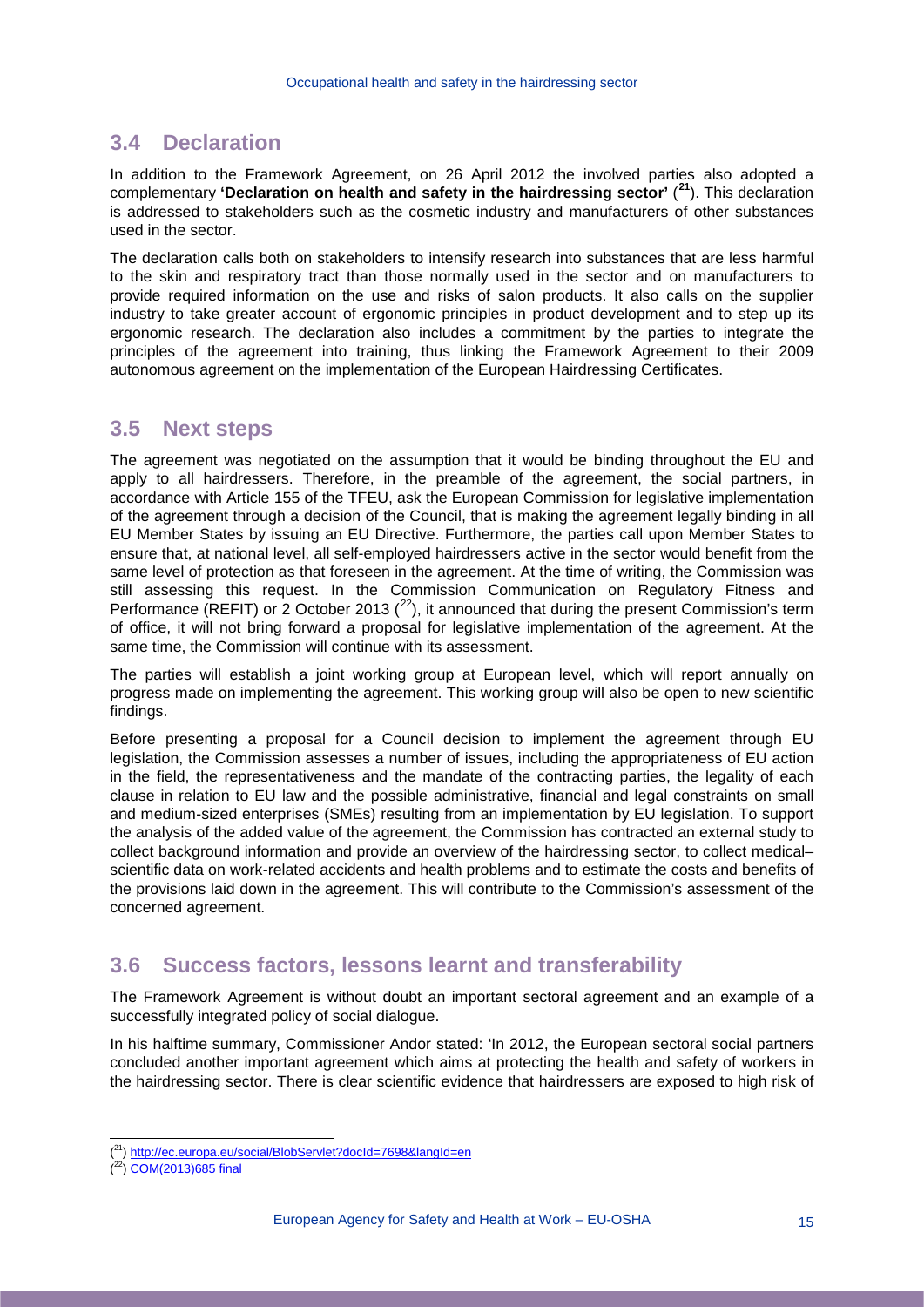## 3.4 Declaration

In addition to the Framework Agreement, on 26 April 2012 the involved parties also adopted a complementary **'Declaration on health and safety in the hairdressing sector'** ([21]). This declaration is addressed to stakeholders such as the cosmetic industry and manufacturers of other substances used in the sector.

The declaration calls both on stakeholders to intensify research into substances that are less harmful to the skin and respiratory tract than those normally used in the sector and on manufacturers to provide required information on the use and risks of salon products. It also calls on the supplier industry to take greater account of ergonomic principles in product development and to step up its ergonomic research. The declaration also includes a commitment by the parties to integrate the principles of the agreement into training, thus linking the Framework Agreement to their 2009 autonomous agreement on the implementation of the European Hairdressing Certificates.

## 3.5 Next steps

The agreement was negotiated on the assumption that it would be binding throughout the EU and apply to all hairdressers. Therefore, in the preamble of the agreement, the social partners, in accordance with Article 155 of the TFEU, ask the European Commission for legislative implementation of the agreement through a decision of the Council, that is making the agreement legally binding in all EU Member States by issuing an EU Directive. Furthermore, the parties call upon Member States to ensure that, at national level, all self-employed hairdressers active in the sector would benefit from the same level of protection as that foreseen in the agreement. At the time of writing, the Commission was still assessing this request. In the Commission Communication on Regulatory Fitness and Performance (REFIT) or 2 October 2013 ([22]), it announced that during the present Commission's term of office, it will not bring forward a proposal for legislative implementation of the agreement. At the same time, the Commission will continue with its assessment.

The parties will establish a joint working group at European level, which will report annually on progress made on implementing the agreement. This working group will also be open to new scientific findings.

Before presenting a proposal for a Council decision to implement the agreement through EU legislation, the Commission assesses a number of issues, including the appropriateness of EU action in the field, the representativeness and the mandate of the contracting parties, the legality of each clause in relation to EU law and the possible administrative, financial and legal constraints on small and medium-sized enterprises (SMEs) resulting from an implementation by EU legislation. To support the analysis of the added value of the agreement, the Commission has contracted an external study to collect background information and provide an overview of the hairdressing sector, to collect medical–scientific data on work-related accidents and health problems and to estimate the costs and benefits of the provisions laid down in the agreement. This will contribute to the Commission's assessment of the concerned agreement.

## 3.6 Success factors, lessons learnt and transferability

The Framework Agreement is without doubt an important sectoral agreement and an example of a successfully integrated policy of social dialogue.

In his halftime summary, Commissioner Andor stated: 'In 2012, the European sectoral social partners concluded another important agreement which aims at protecting the health and safety of workers in the hairdressing sector. There is clear scientific evidence that hairdressers are exposed to high risk of

---

([21]) http://ec.europa.eu/social/BlobServlet?docId=7698&langId=en

([22]) COM(2013)685 final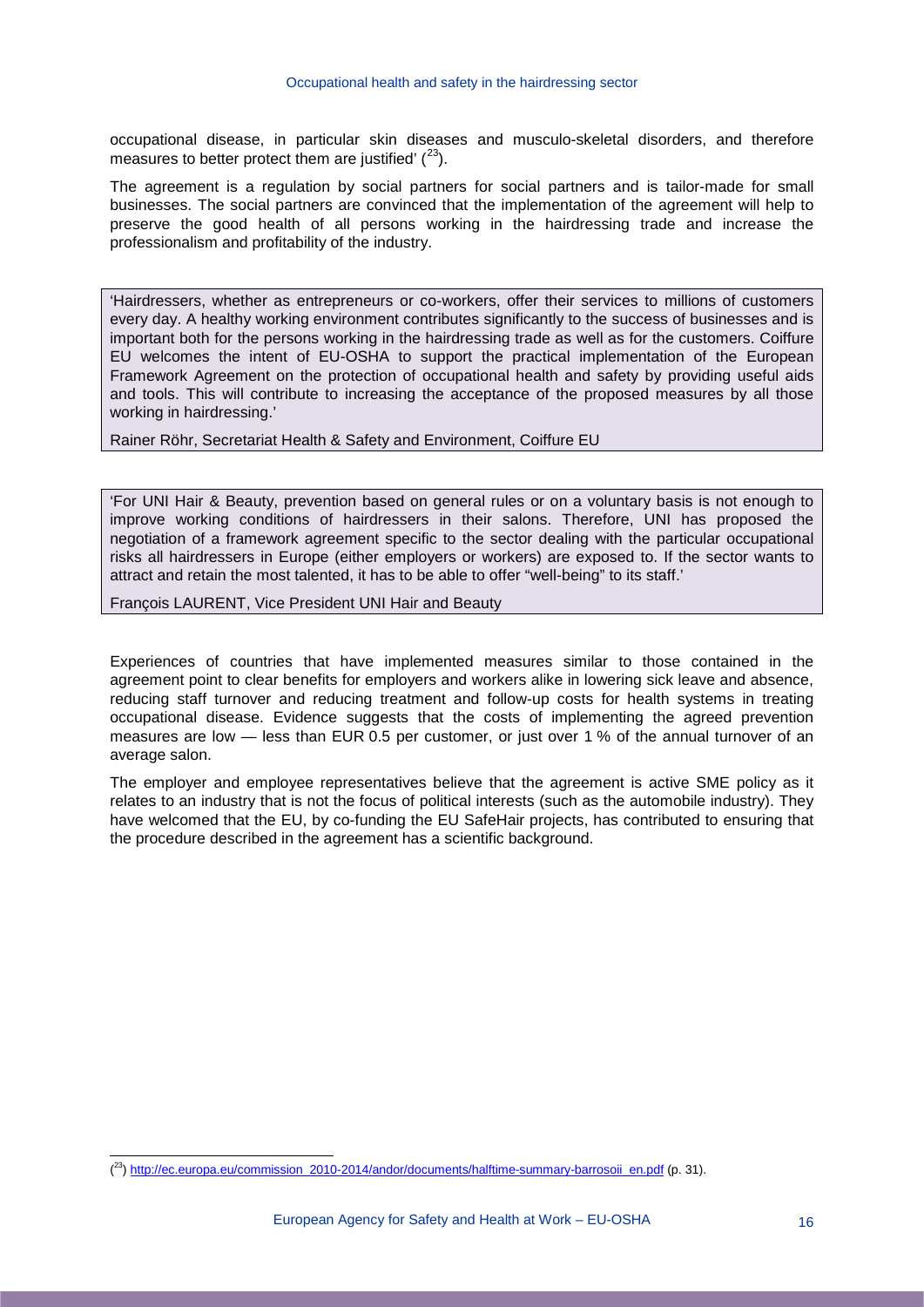occupational disease, in particular skin diseases and musculo-skeletal disorders, and therefore measures to better protect them are justified' ([23]).

The agreement is a regulation by social partners for social partners and is tailor-made for small businesses. The social partners are convinced that the implementation of the agreement will help to preserve the good health of all persons working in the hairdressing trade and increase the professionalism and profitability of the industry.

> 'Hairdressers, whether as entrepreneurs or co-workers, offer their services to millions of customers every day. A healthy working environment contributes significantly to the success of businesses and is important both for the persons working in the hairdressing trade as well as for the customers. Coiffure EU welcomes the intent of EU-OSHA to support the practical implementation of the European Framework Agreement on the protection of occupational health and safety by providing useful aids and tools. This will contribute to increasing the acceptance of the proposed measures by all those working in hairdressing.'
>
> Rainer Röhr, Secretariat Health & Safety and Environment, Coiffure EU

> 'For UNI Hair & Beauty, prevention based on general rules or on a voluntary basis is not enough to improve working conditions of hairdressers in their salons. Therefore, UNI has proposed the negotiation of a framework agreement specific to the sector dealing with the particular occupational risks all hairdressers in Europe (either employers or workers) are exposed to. If the sector wants to attract and retain the most talented, it has to be able to offer "well-being" to its staff.'
>
> François LAURENT, Vice President UNI Hair and Beauty

Experiences of countries that have implemented measures similar to those contained in the agreement point to clear benefits for employers and workers alike in lowering sick leave and absence, reducing staff turnover and reducing treatment and follow-up costs for health systems in treating occupational disease. Evidence suggests that the costs of implementing the agreed prevention measures are low — less than EUR 0.5 per customer, or just over 1 % of the annual turnover of an average salon.

The employer and employee representatives believe that the agreement is active SME policy as it relates to an industry that is not the focus of political interests (such as the automobile industry). They have welcomed that the EU, by co-funding the EU SafeHair projects, has contributed to ensuring that the procedure described in the agreement has a scientific background.

---

([23]) http://ec.europa.eu/commission_2010-2014/andor/documents/halftime-summary-barrosoii_en.pdf (p. 31).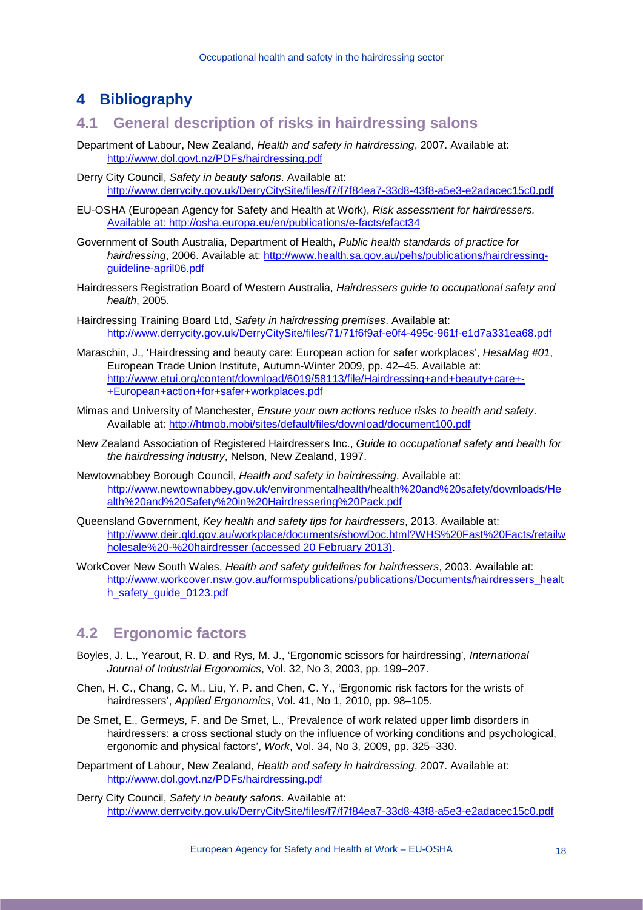# 4 Bibliography

## 4.1 General description of risks in hairdressing salons

Department of Labour, New Zealand, *Health and safety in hairdressing*, 2007. Available at: http://www.dol.govt.nz/PDFs/hairdressing.pdf

Derry City Council, *Safety in beauty salons*. Available at: http://www.derrycity.gov.uk/DerryCitySite/files/f7/f7f84ea7-33d8-43f8-a5e3-e2adacec15c0.pdf

EU-OSHA (European Agency for Safety and Health at Work), *Risk assessment for hairdressers.* Available at: http://osha.europa.eu/en/publications/e-facts/efact34

Government of South Australia, Department of Health, *Public health standards of practice for hairdressing*, 2006. Available at: http://www.health.sa.gov.au/pehs/publications/hairdressing-guideline-april06.pdf

Hairdressers Registration Board of Western Australia, *Hairdressers guide to occupational safety and health*, 2005.

Hairdressing Training Board Ltd, *Safety in hairdressing premises*. Available at: http://www.derrycity.gov.uk/DerryCitySite/files/71/71f6f9af-e0f4-495c-961f-e1d7a331ea68.pdf

Maraschin, J., 'Hairdressing and beauty care: European action for safer workplaces', *HesaMag #01*, European Trade Union Institute, Autumn-Winter 2009, pp. 42–45. Available at: http://www.etui.org/content/download/6019/58113/file/Hairdressing+and+beauty+care+-+European+action+for+safer+workplaces.pdf

Mimas and University of Manchester, *Ensure your own actions reduce risks to health and safety*. Available at: http://htmob.mobi/sites/default/files/download/document100.pdf

New Zealand Association of Registered Hairdressers Inc., *Guide to occupational safety and health for the hairdressing industry*, Nelson, New Zealand, 1997.

Newtownabbey Borough Council, *Health and safety in hairdressing*. Available at: http://www.newtownabbey.gov.uk/environmentalhealth/health%20and%20safety/downloads/Health%20and%20Safety%20in%20Hairdressering%20Pack.pdf

Queensland Government, *Key health and safety tips for hairdressers*, 2013. Available at: http://www.deir.qld.gov.au/workplace/documents/showDoc.html?WHS%20Fast%20Facts/retailwholesale%20-%20hairdresser (accessed 20 February 2013).

WorkCover New South Wales, *Health and safety guidelines for hairdressers*, 2003. Available at: http://www.workcover.nsw.gov.au/formspublications/publications/Documents/hairdressers_health_safety_guide_0123.pdf

## 4.2 Ergonomic factors

Boyles, J. L., Yearout, R. D. and Rys, M. J., 'Ergonomic scissors for hairdressing', *International Journal of Industrial Ergonomics*, Vol. 32, No 3, 2003, pp. 199–207.

Chen, H. C., Chang, C. M., Liu, Y. P. and Chen, C. Y., 'Ergonomic risk factors for the wrists of hairdressers', *Applied Ergonomics*, Vol. 41, No 1, 2010, pp. 98–105.

De Smet, E., Germeys, F. and De Smet, L., 'Prevalence of work related upper limb disorders in hairdressers: a cross sectional study on the influence of working conditions and psychological, ergonomic and physical factors', *Work*, Vol. 34, No 3, 2009, pp. 325–330.

Department of Labour, New Zealand, *Health and safety in hairdressing*, 2007. Available at: http://www.dol.govt.nz/PDFs/hairdressing.pdf

Derry City Council, *Safety in beauty salons*. Available at: http://www.derrycity.gov.uk/DerryCitySite/files/f7/f7f84ea7-33d8-43f8-a5e3-e2adacec15c0.pdf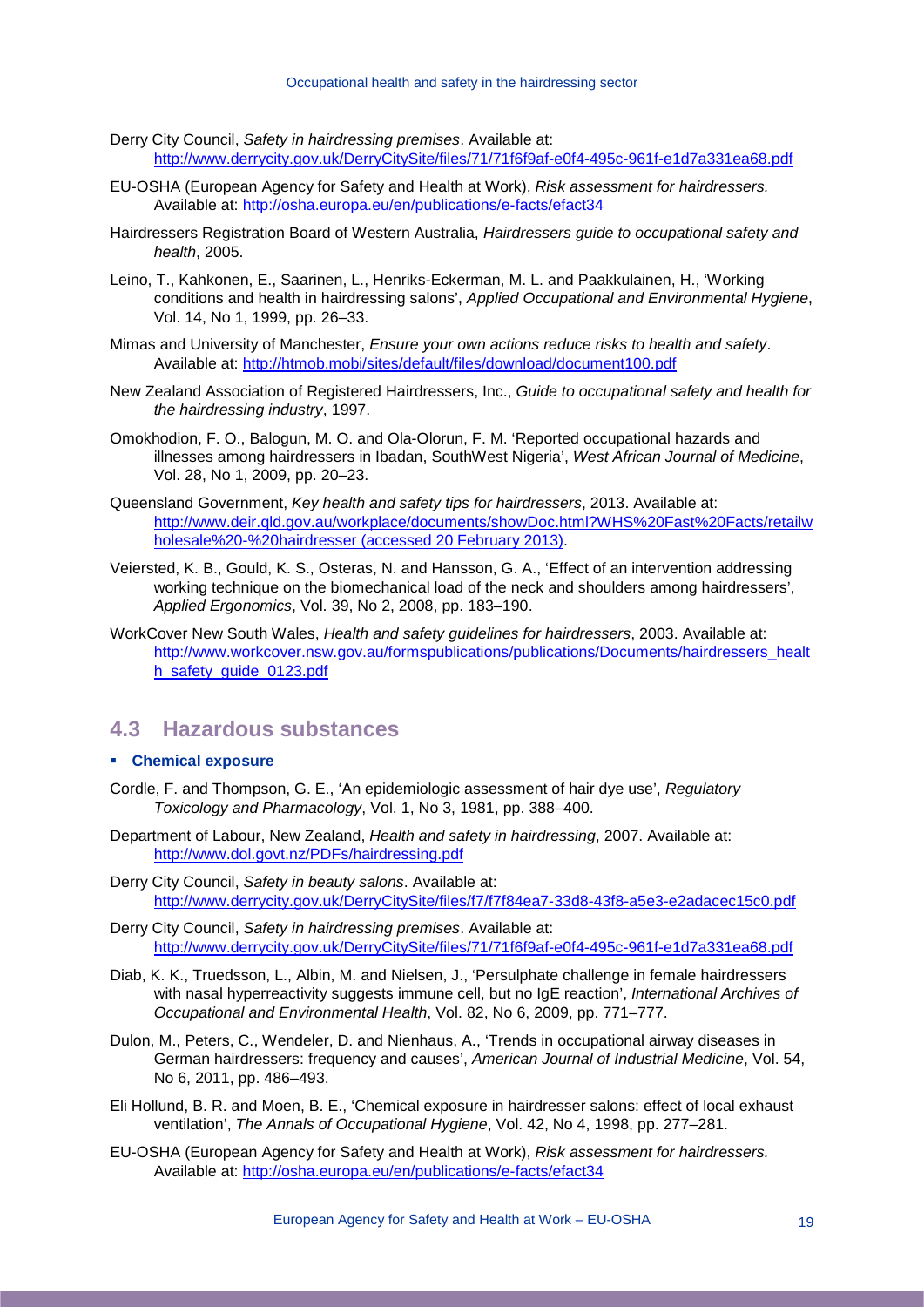Derry City Council, *Safety in hairdressing premises*. Available at: http://www.derrycity.gov.uk/DerryCitySite/files/71/71f6f9af-e0f4-495c-961f-e1d7a331ea68.pdf

EU-OSHA (European Agency for Safety and Health at Work), *Risk assessment for hairdressers.* Available at: http://osha.europa.eu/en/publications/e-facts/efact34

Hairdressers Registration Board of Western Australia, *Hairdressers guide to occupational safety and health*, 2005.

Leino, T., Kahkonen, E., Saarinen, L., Henriks-Eckerman, M. L. and Paakkulainen, H., 'Working conditions and health in hairdressing salons', *Applied Occupational and Environmental Hygiene*, Vol. 14, No 1, 1999, pp. 26–33.

Mimas and University of Manchester, *Ensure your own actions reduce risks to health and safety*. Available at: http://htmob.mobi/sites/default/files/download/document100.pdf

New Zealand Association of Registered Hairdressers, Inc., *Guide to occupational safety and health for the hairdressing industry*, 1997.

Omokhodion, F. O., Balogun, M. O. and Ola-Olorun, F. M. 'Reported occupational hazards and illnesses among hairdressers in Ibadan, SouthWest Nigeria', *West African Journal of Medicine*, Vol. 28, No 1, 2009, pp. 20–23.

Queensland Government, *Key health and safety tips for hairdressers*, 2013. Available at: http://www.deir.qld.gov.au/workplace/documents/showDoc.html?WHS%20Fast%20Facts/retailwholesale%20-%20hairdresser (accessed 20 February 2013).

Veiersted, K. B., Gould, K. S., Osteras, N. and Hansson, G. A., 'Effect of an intervention addressing working technique on the biomechanical load of the neck and shoulders among hairdressers', *Applied Ergonomics*, Vol. 39, No 2, 2008, pp. 183–190.

WorkCover New South Wales, *Health and safety guidelines for hairdressers*, 2003. Available at: http://www.workcover.nsw.gov.au/formspublications/publications/Documents/hairdressers_health_safety_guide_0123.pdf

## 4.3 Hazardous substances

- **Chemical exposure**

Cordle, F. and Thompson, G. E., 'An epidemiologic assessment of hair dye use', *Regulatory Toxicology and Pharmacology*, Vol. 1, No 3, 1981, pp. 388–400.

Department of Labour, New Zealand, *Health and safety in hairdressing*, 2007. Available at: http://www.dol.govt.nz/PDFs/hairdressing.pdf

Derry City Council, *Safety in beauty salons*. Available at: http://www.derrycity.gov.uk/DerryCitySite/files/f7/f7f84ea7-33d8-43f8-a5e3-e2adacec15c0.pdf

Derry City Council, *Safety in hairdressing premises*. Available at: http://www.derrycity.gov.uk/DerryCitySite/files/71/71f6f9af-e0f4-495c-961f-e1d7a331ea68.pdf

Diab, K. K., Truedsson, L., Albin, M. and Nielsen, J., 'Persulphate challenge in female hairdressers with nasal hyperreactivity suggests immune cell, but no IgE reaction', *International Archives of Occupational and Environmental Health*, Vol. 82, No 6, 2009, pp. 771–777.

Dulon, M., Peters, C., Wendeler, D. and Nienhaus, A., 'Trends in occupational airway diseases in German hairdressers: frequency and causes', *American Journal of Industrial Medicine*, Vol. 54, No 6, 2011, pp. 486–493.

Eli Hollund, B. R. and Moen, B. E., 'Chemical exposure in hairdresser salons: effect of local exhaust ventilation', *The Annals of Occupational Hygiene*, Vol. 42, No 4, 1998, pp. 277–281.

EU-OSHA (European Agency for Safety and Health at Work), *Risk assessment for hairdressers.* Available at: http://osha.europa.eu/en/publications/e-facts/efact34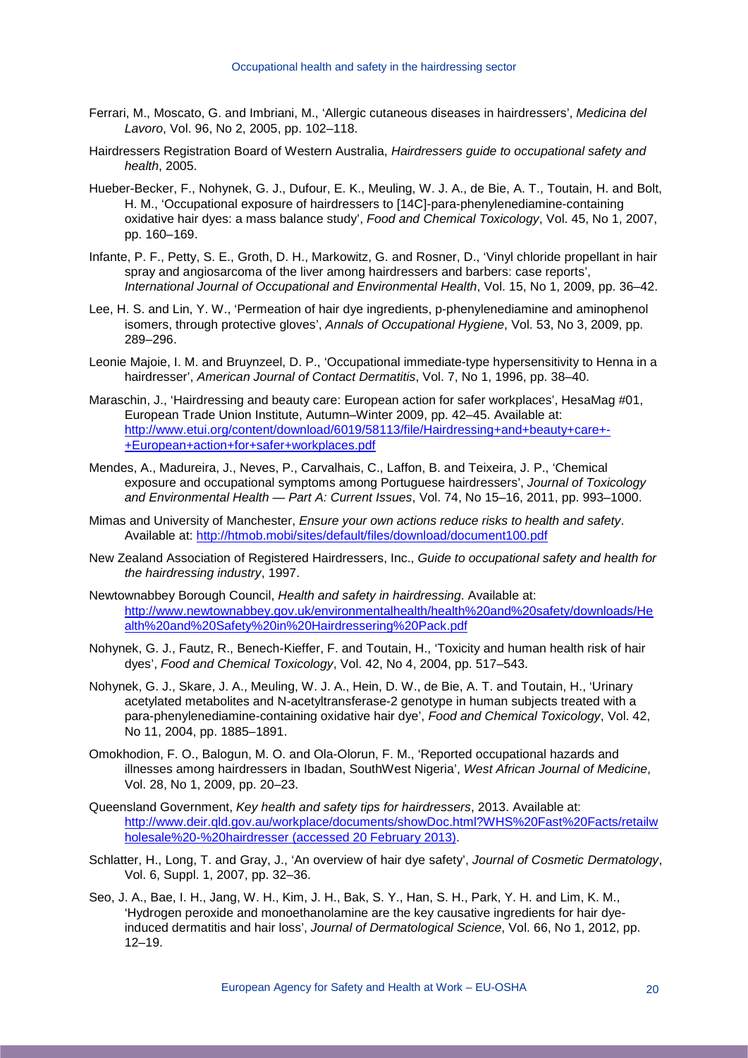Ferrari, M., Moscato, G. and Imbriani, M., 'Allergic cutaneous diseases in hairdressers', *Medicina del Lavoro*, Vol. 96, No 2, 2005, pp. 102–118.

Hairdressers Registration Board of Western Australia, *Hairdressers guide to occupational safety and health*, 2005.

Hueber-Becker, F., Nohynek, G. J., Dufour, E. K., Meuling, W. J. A., de Bie, A. T., Toutain, H. and Bolt, H. M., 'Occupational exposure of hairdressers to [14C]-para-phenylenediamine-containing oxidative hair dyes: a mass balance study', *Food and Chemical Toxicology*, Vol. 45, No 1, 2007, pp. 160–169.

Infante, P. F., Petty, S. E., Groth, D. H., Markowitz, G. and Rosner, D., 'Vinyl chloride propellant in hair spray and angiosarcoma of the liver among hairdressers and barbers: case reports', *International Journal of Occupational and Environmental Health*, Vol. 15, No 1, 2009, pp. 36–42.

Lee, H. S. and Lin, Y. W., 'Permeation of hair dye ingredients, p-phenylenediamine and aminophenol isomers, through protective gloves', *Annals of Occupational Hygiene*, Vol. 53, No 3, 2009, pp. 289–296.

Leonie Majoie, I. M. and Bruynzeel, D. P., 'Occupational immediate-type hypersensitivity to Henna in a hairdresser', *American Journal of Contact Dermatitis*, Vol. 7, No 1, 1996, pp. 38–40.

Maraschin, J., 'Hairdressing and beauty care: European action for safer workplaces', HesaMag #01, European Trade Union Institute, Autumn–Winter 2009, pp. 42–45. Available at: [http://www.etui.org/content/download/6019/58113/file/Hairdressing+and+beauty+care+-+European+action+for+safer+workplaces.pdf](http://www.etui.org/content/download/6019/58113/file/Hairdressing+and+beauty+care+-+European+action+for+safer+workplaces.pdf)

Mendes, A., Madureira, J., Neves, P., Carvalhais, C., Laffon, B. and Teixeira, J. P., 'Chemical exposure and occupational symptoms among Portuguese hairdressers', *Journal of Toxicology and Environmental Health — Part A: Current Issues*, Vol. 74, No 15–16, 2011, pp. 993–1000.

Mimas and University of Manchester, *Ensure your own actions reduce risks to health and safety*. Available at: [http://htmob.mobi/sites/default/files/download/document100.pdf](http://htmob.mobi/sites/default/files/download/document100.pdf)

New Zealand Association of Registered Hairdressers, Inc., *Guide to occupational safety and health for the hairdressing industry*, 1997.

Newtownabbey Borough Council, *Health and safety in hairdressing*. Available at: [http://www.newtownabbey.gov.uk/environmentalhealth/health%20and%20safety/downloads/Health%20and%20Safety%20in%20Hairdressering%20Pack.pdf](http://www.newtownabbey.gov.uk/environmentalhealth/health%20and%20safety/downloads/Health%20and%20Safety%20in%20Hairdressering%20Pack.pdf)

Nohynek, G. J., Fautz, R., Benech-Kieffer, F. and Toutain, H., 'Toxicity and human health risk of hair dyes', *Food and Chemical Toxicology*, Vol. 42, No 4, 2004, pp. 517–543.

Nohynek, G. J., Skare, J. A., Meuling, W. J. A., Hein, D. W., de Bie, A. T. and Toutain, H., 'Urinary acetylated metabolites and N-acetyltransferase-2 genotype in human subjects treated with a para-phenylenediamine-containing oxidative hair dye', *Food and Chemical Toxicology*, Vol. 42, No 11, 2004, pp. 1885–1891.

Omokhodion, F. O., Balogun, M. O. and Ola-Olorun, F. M., 'Reported occupational hazards and illnesses among hairdressers in Ibadan, SouthWest Nigeria', *West African Journal of Medicine*, Vol. 28, No 1, 2009, pp. 20–23.

Queensland Government, *Key health and safety tips for hairdressers*, 2013. Available at: [http://www.deir.qld.gov.au/workplace/documents/showDoc.html?WHS%20Fast%20Facts/retailwholesale%20-%20hairdresser (accessed 20 February 2013)](http://www.deir.qld.gov.au/workplace/documents/showDoc.html?WHS%20Fast%20Facts/retailwholesale%20-%20hairdresser).

Schlatter, H., Long, T. and Gray, J., 'An overview of hair dye safety', *Journal of Cosmetic Dermatology*, Vol. 6, Suppl. 1, 2007, pp. 32–36.

Seo, J. A., Bae, I. H., Jang, W. H., Kim, J. H., Bak, S. Y., Han, S. H., Park, Y. H. and Lim, K. M., 'Hydrogen peroxide and monoethanolamine are the key causative ingredients for hair dye-induced dermatitis and hair loss', *Journal of Dermatological Science*, Vol. 66, No 1, 2012, pp. 12–19.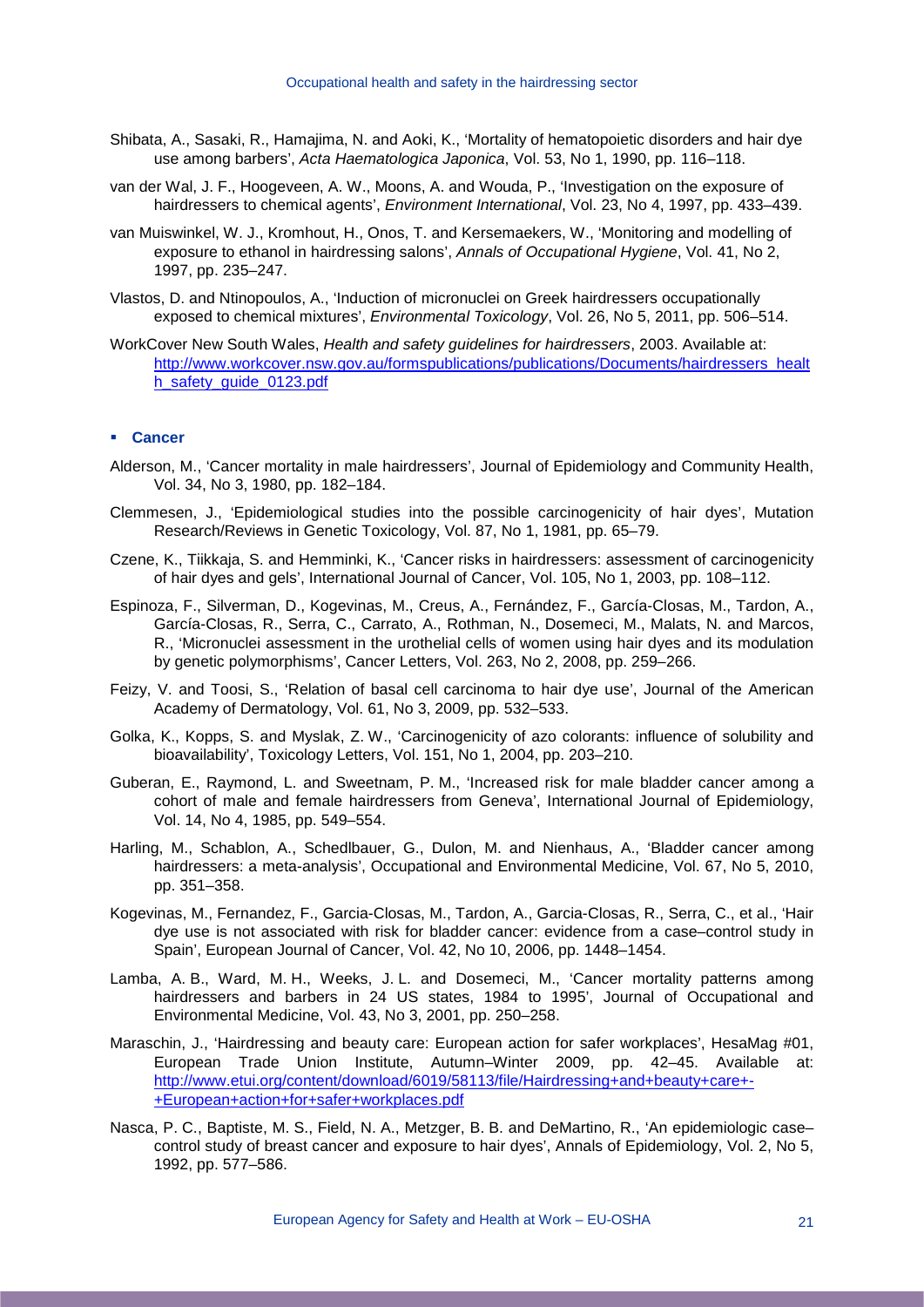Shibata, A., Sasaki, R., Hamajima, N. and Aoki, K., 'Mortality of hematopoietic disorders and hair dye use among barbers', *Acta Haematologica Japonica*, Vol. 53, No 1, 1990, pp. 116–118.

van der Wal, J. F., Hoogeveen, A. W., Moons, A. and Wouda, P., 'Investigation on the exposure of hairdressers to chemical agents', *Environment International*, Vol. 23, No 4, 1997, pp. 433–439.

van Muiswinkel, W. J., Kromhout, H., Onos, T. and Kersemaekers, W., 'Monitoring and modelling of exposure to ethanol in hairdressing salons', *Annals of Occupational Hygiene*, Vol. 41, No 2, 1997, pp. 235–247.

Vlastos, D. and Ntinopoulos, A., 'Induction of micronuclei on Greek hairdressers occupationally exposed to chemical mixtures', *Environmental Toxicology*, Vol. 26, No 5, 2011, pp. 506–514.

WorkCover New South Wales, *Health and safety guidelines for hairdressers*, 2003. Available at: http://www.workcover.nsw.gov.au/formspublications/publications/Documents/hairdressers_health_safety_guide_0123.pdf

- **Cancer**

Alderson, M., 'Cancer mortality in male hairdressers', Journal of Epidemiology and Community Health, Vol. 34, No 3, 1980, pp. 182–184.

Clemmesen, J., 'Epidemiological studies into the possible carcinogenicity of hair dyes', Mutation Research/Reviews in Genetic Toxicology, Vol. 87, No 1, 1981, pp. 65–79.

Czene, K., Tiikkaja, S. and Hemminki, K., 'Cancer risks in hairdressers: assessment of carcinogenicity of hair dyes and gels', International Journal of Cancer, Vol. 105, No 1, 2003, pp. 108–112.

Espinoza, F., Silverman, D., Kogevinas, M., Creus, A., Fernández, F., García-Closas, M., Tardon, A., García-Closas, R., Serra, C., Carrato, A., Rothman, N., Dosemeci, M., Malats, N. and Marcos, R., 'Micronuclei assessment in the urothelial cells of women using hair dyes and its modulation by genetic polymorphisms', Cancer Letters, Vol. 263, No 2, 2008, pp. 259–266.

Feizy, V. and Toosi, S., 'Relation of basal cell carcinoma to hair dye use', Journal of the American Academy of Dermatology, Vol. 61, No 3, 2009, pp. 532–533.

Golka, K., Kopps, S. and Myslak, Z. W., 'Carcinogenicity of azo colorants: influence of solubility and bioavailability', Toxicology Letters, Vol. 151, No 1, 2004, pp. 203–210.

Guberan, E., Raymond, L. and Sweetnam, P. M., 'Increased risk for male bladder cancer among a cohort of male and female hairdressers from Geneva', International Journal of Epidemiology, Vol. 14, No 4, 1985, pp. 549–554.

Harling, M., Schablon, A., Schedlbauer, G., Dulon, M. and Nienhaus, A., 'Bladder cancer among hairdressers: a meta-analysis', Occupational and Environmental Medicine, Vol. 67, No 5, 2010, pp. 351–358.

Kogevinas, M., Fernandez, F., Garcia-Closas, M., Tardon, A., Garcia-Closas, R., Serra, C., et al., 'Hair dye use is not associated with risk for bladder cancer: evidence from a case–control study in Spain', European Journal of Cancer, Vol. 42, No 10, 2006, pp. 1448–1454.

Lamba, A. B., Ward, M. H., Weeks, J. L. and Dosemeci, M., 'Cancer mortality patterns among hairdressers and barbers in 24 US states, 1984 to 1995', Journal of Occupational and Environmental Medicine, Vol. 43, No 3, 2001, pp. 250–258.

Maraschin, J., 'Hairdressing and beauty care: European action for safer workplaces', HesaMag #01, European Trade Union Institute, Autumn–Winter 2009, pp. 42–45. Available at: http://www.etui.org/content/download/6019/58113/file/Hairdressing+and+beauty+care+-+European+action+for+safer+workplaces.pdf

Nasca, P. C., Baptiste, M. S., Field, N. A., Metzger, B. B. and DeMartino, R., 'An epidemiologic case–control study of breast cancer and exposure to hair dyes', Annals of Epidemiology, Vol. 2, No 5, 1992, pp. 577–586.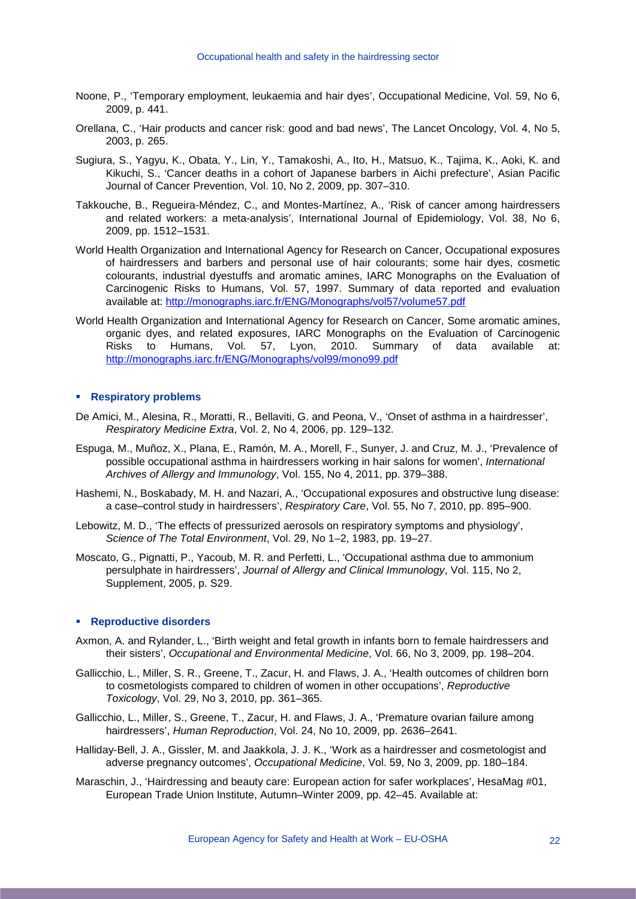Noone, P., 'Temporary employment, leukaemia and hair dyes', Occupational Medicine, Vol. 59, No 6, 2009, p. 441.

Orellana, C., 'Hair products and cancer risk: good and bad news', The Lancet Oncology, Vol. 4, No 5, 2003, p. 265.

Sugiura, S., Yagyu, K., Obata, Y., Lin, Y., Tamakoshi, A., Ito, H., Matsuo, K., Tajima, K., Aoki, K. and Kikuchi, S., 'Cancer deaths in a cohort of Japanese barbers in Aichi prefecture', Asian Pacific Journal of Cancer Prevention, Vol. 10, No 2, 2009, pp. 307–310.

Takkouche, B., Regueira-Méndez, C., and Montes-Martínez, A., 'Risk of cancer among hairdressers and related workers: a meta-analysis', International Journal of Epidemiology, Vol. 38, No 6, 2009, pp. 1512–1531.

World Health Organization and International Agency for Research on Cancer, Occupational exposures of hairdressers and barbers and personal use of hair colourants; some hair dyes, cosmetic colourants, industrial dyestuffs and aromatic amines, IARC Monographs on the Evaluation of Carcinogenic Risks to Humans, Vol. 57, 1997. Summary of data reported and evaluation available at: http://monographs.iarc.fr/ENG/Monographs/vol57/volume57.pdf

World Health Organization and International Agency for Research on Cancer, Some aromatic amines, organic dyes, and related exposures, IARC Monographs on the Evaluation of Carcinogenic Risks to Humans, Vol. 57, Lyon, 2010. Summary of data available at: http://monographs.iarc.fr/ENG/Monographs/vol99/mono99.pdf

- **Respiratory problems**

De Amici, M., Alesina, R., Moratti, R., Bellaviti, G. and Peona, V., 'Onset of asthma in a hairdresser', *Respiratory Medicine Extra*, Vol. 2, No 4, 2006, pp. 129–132.

Espuga, M., Muñoz, X., Plana, E., Ramón, M. A., Morell, F., Sunyer, J. and Cruz, M. J., 'Prevalence of possible occupational asthma in hairdressers working in hair salons for women', *International Archives of Allergy and Immunology*, Vol. 155, No 4, 2011, pp. 379–388.

Hashemi, N., Boskabady, M. H. and Nazari, A., 'Occupational exposures and obstructive lung disease: a case–control study in hairdressers', *Respiratory Care*, Vol. 55, No 7, 2010, pp. 895–900.

Lebowitz, M. D., 'The effects of pressurized aerosols on respiratory symptoms and physiology', *Science of The Total Environment*, Vol. 29, No 1–2, 1983, pp. 19–27.

Moscato, G., Pignatti, P., Yacoub, M. R. and Perfetti, L., 'Occupational asthma due to ammonium persulphate in hairdressers', *Journal of Allergy and Clinical Immunology*, Vol. 115, No 2, Supplement, 2005, p. S29.

- **Reproductive disorders**

Axmon, A. and Rylander, L., 'Birth weight and fetal growth in infants born to female hairdressers and their sisters', *Occupational and Environmental Medicine*, Vol. 66, No 3, 2009, pp. 198–204.

Gallicchio, L., Miller, S. R., Greene, T., Zacur, H. and Flaws, J. A., 'Health outcomes of children born to cosmetologists compared to children of women in other occupations', *Reproductive Toxicology*, Vol. 29, No 3, 2010, pp. 361–365.

Gallicchio, L., Miller, S., Greene, T., Zacur, H. and Flaws, J. A., 'Premature ovarian failure among hairdressers', *Human Reproduction*, Vol. 24, No 10, 2009, pp. 2636–2641.

Halliday-Bell, J. A., Gissler, M. and Jaakkola, J. J. K., 'Work as a hairdresser and cosmetologist and adverse pregnancy outcomes', *Occupational Medicine*, Vol. 59, No 3, 2009, pp. 180–184.

Maraschin, J., 'Hairdressing and beauty care: European action for safer workplaces', HesaMag #01, European Trade Union Institute, Autumn–Winter 2009, pp. 42–45. Available at: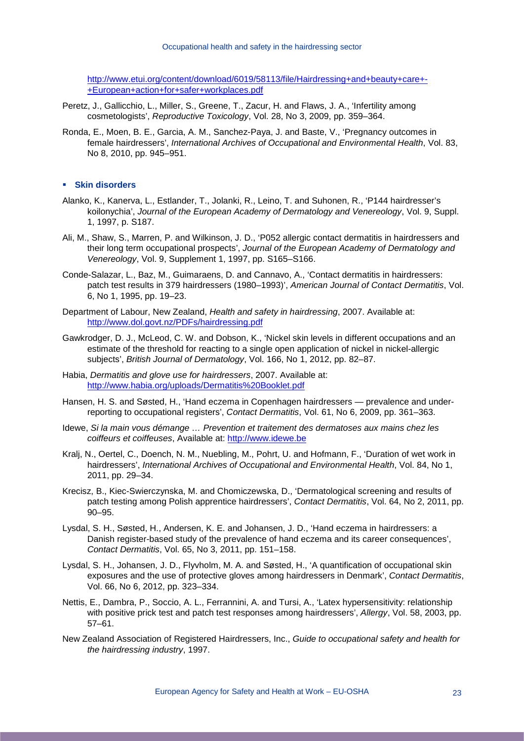http://www.etui.org/content/download/6019/58113/file/Hairdressing+and+beauty+care+-+European+action+for+safer+workplaces.pdf

Peretz, J., Gallicchio, L., Miller, S., Greene, T., Zacur, H. and Flaws, J. A., 'Infertility among cosmetologists', *Reproductive Toxicology*, Vol. 28, No 3, 2009, pp. 359–364.

Ronda, E., Moen, B. E., Garcia, A. M., Sanchez-Paya, J. and Baste, V., 'Pregnancy outcomes in female hairdressers', *International Archives of Occupational and Environmental Health*, Vol. 83, No 8, 2010, pp. 945–951.

- **Skin disorders**

Alanko, K., Kanerva, L., Estlander, T., Jolanki, R., Leino, T. and Suhonen, R., 'P144 hairdresser's koilonychia', *Journal of the European Academy of Dermatology and Venereology*, Vol. 9, Suppl. 1, 1997, p. S187.

Ali, M., Shaw, S., Marren, P. and Wilkinson, J. D., 'P052 allergic contact dermatitis in hairdressers and their long term occupational prospects', *Journal of the European Academy of Dermatology and Venereology*, Vol. 9, Supplement 1, 1997, pp. S165–S166.

Conde-Salazar, L., Baz, M., Guimaraens, D. and Cannavo, A., 'Contact dermatitis in hairdressers: patch test results in 379 hairdressers (1980–1993)', *American Journal of Contact Dermatitis*, Vol. 6, No 1, 1995, pp. 19–23.

Department of Labour, New Zealand, *Health and safety in hairdressing*, 2007. Available at: http://www.dol.govt.nz/PDFs/hairdressing.pdf

Gawkrodger, D. J., McLeod, C. W. and Dobson, K., 'Nickel skin levels in different occupations and an estimate of the threshold for reacting to a single open application of nickel in nickel-allergic subjects', *British Journal of Dermatology*, Vol. 166, No 1, 2012, pp. 82–87.

Habia, *Dermatitis and glove use for hairdressers*, 2007. Available at: http://www.habia.org/uploads/Dermatitis%20Booklet.pdf

Hansen, H. S. and Søsted, H., 'Hand eczema in Copenhagen hairdressers — prevalence and under-reporting to occupational registers', *Contact Dermatitis*, Vol. 61, No 6, 2009, pp. 361–363.

Idewe, *Si la main vous démange … Prevention et traitement des dermatoses aux mains chez les coiffeurs et coiffeuses*, Available at: http://www.idewe.be

Kralj, N., Oertel, C., Doench, N. M., Nuebling, M., Pohrt, U. and Hofmann, F., 'Duration of wet work in hairdressers', *International Archives of Occupational and Environmental Health*, Vol. 84, No 1, 2011, pp. 29–34.

Krecisz, B., Kiec-Swierczynska, M. and Chomiczewska, D., 'Dermatological screening and results of patch testing among Polish apprentice hairdressers', *Contact Dermatitis*, Vol. 64, No 2, 2011, pp. 90–95.

Lysdal, S. H., Søsted, H., Andersen, K. E. and Johansen, J. D., 'Hand eczema in hairdressers: a Danish register-based study of the prevalence of hand eczema and its career consequences', *Contact Dermatitis*, Vol. 65, No 3, 2011, pp. 151–158.

Lysdal, S. H., Johansen, J. D., Flyvholm, M. A. and Søsted, H., 'A quantification of occupational skin exposures and the use of protective gloves among hairdressers in Denmark', *Contact Dermatitis*, Vol. 66, No 6, 2012, pp. 323–334.

Nettis, E., Dambra, P., Soccio, A. L., Ferrannini, A. and Tursi, A., 'Latex hypersensitivity: relationship with positive prick test and patch test responses among hairdressers', *Allergy*, Vol. 58, 2003, pp. 57–61.

New Zealand Association of Registered Hairdressers, Inc., *Guide to occupational safety and health for the hairdressing industry*, 1997.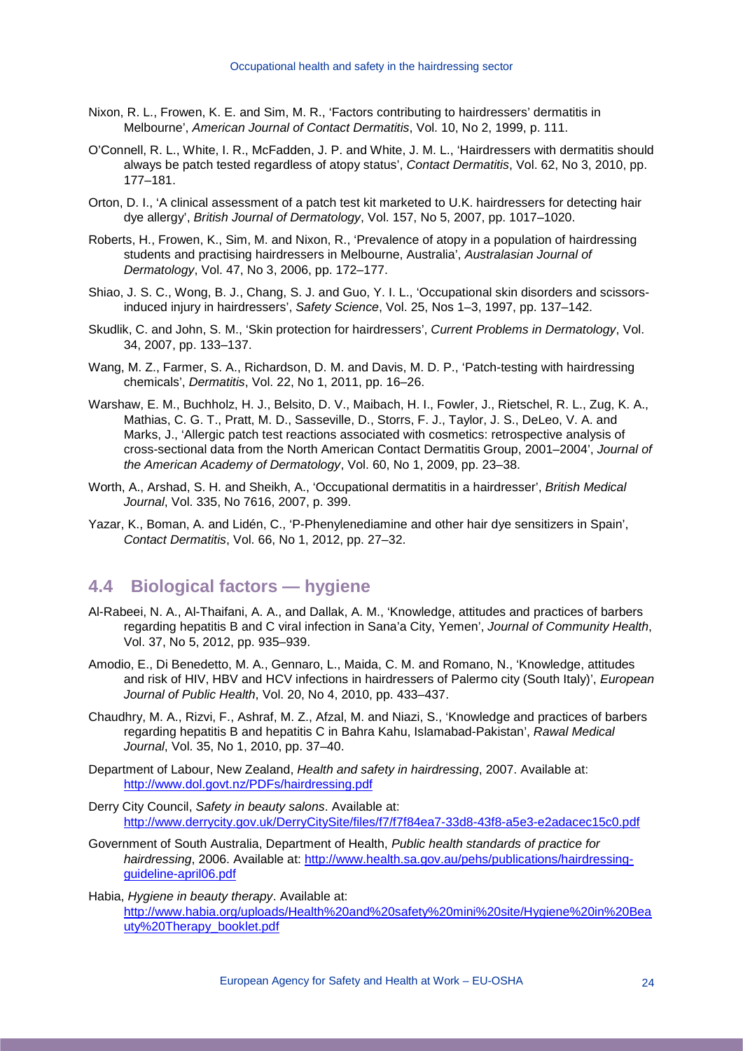Nixon, R. L., Frowen, K. E. and Sim, M. R., 'Factors contributing to hairdressers' dermatitis in Melbourne', *American Journal of Contact Dermatitis*, Vol. 10, No 2, 1999, p. 111.

O'Connell, R. L., White, I. R., McFadden, J. P. and White, J. M. L., 'Hairdressers with dermatitis should always be patch tested regardless of atopy status', *Contact Dermatitis*, Vol. 62, No 3, 2010, pp. 177–181.

Orton, D. I., 'A clinical assessment of a patch test kit marketed to U.K. hairdressers for detecting hair dye allergy', *British Journal of Dermatology*, Vol. 157, No 5, 2007, pp. 1017–1020.

Roberts, H., Frowen, K., Sim, M. and Nixon, R., 'Prevalence of atopy in a population of hairdressing students and practising hairdressers in Melbourne, Australia', *Australasian Journal of Dermatology*, Vol. 47, No 3, 2006, pp. 172–177.

Shiao, J. S. C., Wong, B. J., Chang, S. J. and Guo, Y. I. L., 'Occupational skin disorders and scissors-induced injury in hairdressers', *Safety Science*, Vol. 25, Nos 1–3, 1997, pp. 137–142.

Skudlik, C. and John, S. M., 'Skin protection for hairdressers', *Current Problems in Dermatology*, Vol. 34, 2007, pp. 133–137.

Wang, M. Z., Farmer, S. A., Richardson, D. M. and Davis, M. D. P., 'Patch-testing with hairdressing chemicals', *Dermatitis*, Vol. 22, No 1, 2011, pp. 16–26.

Warshaw, E. M., Buchholz, H. J., Belsito, D. V., Maibach, H. I., Fowler, J., Rietschel, R. L., Zug, K. A., Mathias, C. G. T., Pratt, M. D., Sasseville, D., Storrs, F. J., Taylor, J. S., DeLeo, V. A. and Marks, J., 'Allergic patch test reactions associated with cosmetics: retrospective analysis of cross-sectional data from the North American Contact Dermatitis Group, 2001–2004', *Journal of the American Academy of Dermatology*, Vol. 60, No 1, 2009, pp. 23–38.

Worth, A., Arshad, S. H. and Sheikh, A., 'Occupational dermatitis in a hairdresser', *British Medical Journal*, Vol. 335, No 7616, 2007, p. 399.

Yazar, K., Boman, A. and Lidén, C., 'P-Phenylenediamine and other hair dye sensitizers in Spain', *Contact Dermatitis*, Vol. 66, No 1, 2012, pp. 27–32.

## 4.4 Biological factors — hygiene

Al-Rabeei, N. A., Al-Thaifani, A. A., and Dallak, A. M., 'Knowledge, attitudes and practices of barbers regarding hepatitis B and C viral infection in Sana'a City, Yemen', *Journal of Community Health*, Vol. 37, No 5, 2012, pp. 935–939.

Amodio, E., Di Benedetto, M. A., Gennaro, L., Maida, C. M. and Romano, N., 'Knowledge, attitudes and risk of HIV, HBV and HCV infections in hairdressers of Palermo city (South Italy)', *European Journal of Public Health*, Vol. 20, No 4, 2010, pp. 433–437.

Chaudhry, M. A., Rizvi, F., Ashraf, M. Z., Afzal, M. and Niazi, S., 'Knowledge and practices of barbers regarding hepatitis B and hepatitis C in Bahra Kahu, Islamabad-Pakistan', *Rawal Medical Journal*, Vol. 35, No 1, 2010, pp. 37–40.

Department of Labour, New Zealand, *Health and safety in hairdressing*, 2007. Available at: http://www.dol.govt.nz/PDFs/hairdressing.pdf

Derry City Council, *Safety in beauty salons*. Available at: http://www.derrycity.gov.uk/DerryCitySite/files/f7/f7f84ea7-33d8-43f8-a5e3-e2adacec15c0.pdf

Government of South Australia, Department of Health, *Public health standards of practice for hairdressing*, 2006. Available at: http://www.health.sa.gov.au/pehs/publications/hairdressing-guideline-april06.pdf

Habia, *Hygiene in beauty therapy*. Available at: http://www.habia.org/uploads/Health%20and%20safety%20mini%20site/Hygiene%20in%20Beauty%20Therapy_booklet.pdf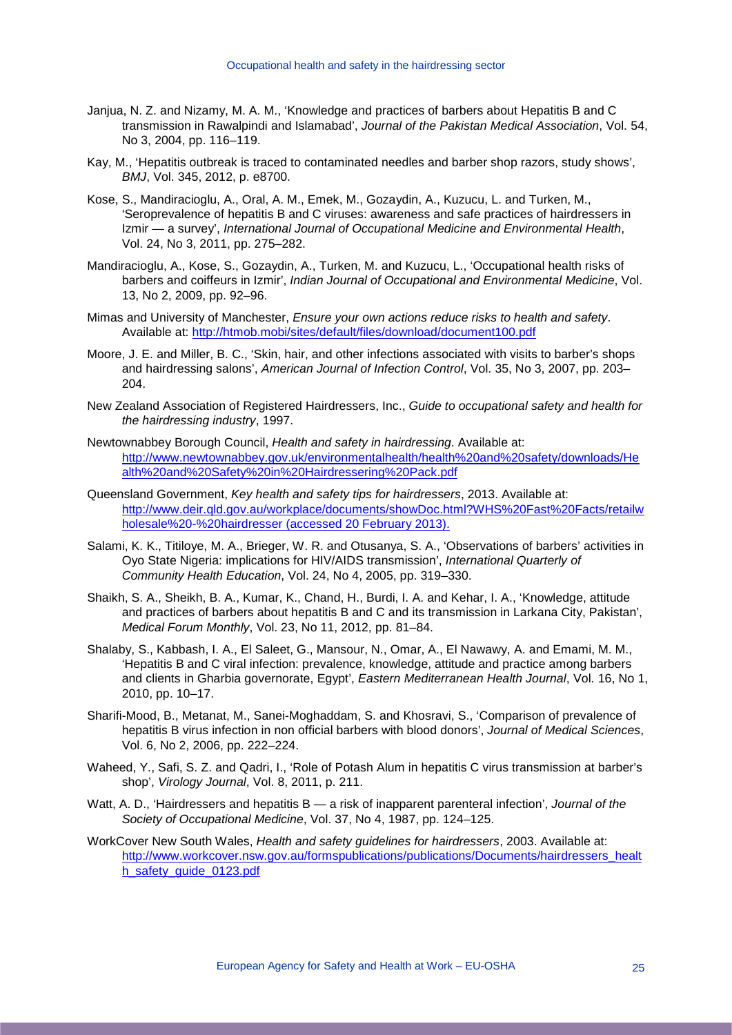Janjua, N. Z. and Nizamy, M. A. M., 'Knowledge and practices of barbers about Hepatitis B and C transmission in Rawalpindi and Islamabad', *Journal of the Pakistan Medical Association*, Vol. 54, No 3, 2004, pp. 116–119.

Kay, M., 'Hepatitis outbreak is traced to contaminated needles and barber shop razors, study shows', *BMJ*, Vol. 345, 2012, p. e8700.

Kose, S., Mandiracioglu, A., Oral, A. M., Emek, M., Gozaydin, A., Kuzucu, L. and Turken, M., 'Seroprevalence of hepatitis B and C viruses: awareness and safe practices of hairdressers in Izmir — a survey', *International Journal of Occupational Medicine and Environmental Health*, Vol. 24, No 3, 2011, pp. 275–282.

Mandiracioglu, A., Kose, S., Gozaydin, A., Turken, M. and Kuzucu, L., 'Occupational health risks of barbers and coiffeurs in Izmir', *Indian Journal of Occupational and Environmental Medicine*, Vol. 13, No 2, 2009, pp. 92–96.

Mimas and University of Manchester, *Ensure your own actions reduce risks to health and safety*. Available at: http://htmob.mobi/sites/default/files/download/document100.pdf

Moore, J. E. and Miller, B. C., 'Skin, hair, and other infections associated with visits to barber's shops and hairdressing salons', *American Journal of Infection Control*, Vol. 35, No 3, 2007, pp. 203–204.

New Zealand Association of Registered Hairdressers, Inc., *Guide to occupational safety and health for the hairdressing industry*, 1997.

Newtownabbey Borough Council, *Health and safety in hairdressing*. Available at: http://www.newtownabbey.gov.uk/environmentalhealth/health%20and%20safety/downloads/Health%20and%20Safety%20in%20Hairdressering%20Pack.pdf

Queensland Government, *Key health and safety tips for hairdressers*, 2013. Available at: http://www.deir.qld.gov.au/workplace/documents/showDoc.html?WHS%20Fast%20Facts/retailwholesale%20-%20hairdresser (accessed 20 February 2013).

Salami, K. K., Titiloye, M. A., Brieger, W. R. and Otusanya, S. A., 'Observations of barbers' activities in Oyo State Nigeria: implications for HIV/AIDS transmission', *International Quarterly of Community Health Education*, Vol. 24, No 4, 2005, pp. 319–330.

Shaikh, S. A., Sheikh, B. A., Kumar, K., Chand, H., Burdi, I. A. and Kehar, I. A., 'Knowledge, attitude and practices of barbers about hepatitis B and C and its transmission in Larkana City, Pakistan', *Medical Forum Monthly*, Vol. 23, No 11, 2012, pp. 81–84.

Shalaby, S., Kabbash, I. A., El Saleet, G., Mansour, N., Omar, A., El Nawawy, A. and Emami, M. M., 'Hepatitis B and C viral infection: prevalence, knowledge, attitude and practice among barbers and clients in Gharbia governorate, Egypt', *Eastern Mediterranean Health Journal*, Vol. 16, No 1, 2010, pp. 10–17.

Sharifi-Mood, B., Metanat, M., Sanei-Moghaddam, S. and Khosravi, S., 'Comparison of prevalence of hepatitis B virus infection in non official barbers with blood donors', *Journal of Medical Sciences*, Vol. 6, No 2, 2006, pp. 222–224.

Waheed, Y., Safi, S. Z. and Qadri, I., 'Role of Potash Alum in hepatitis C virus transmission at barber's shop', *Virology Journal*, Vol. 8, 2011, p. 211.

Watt, A. D., 'Hairdressers and hepatitis B — a risk of inapparent parenteral infection', *Journal of the Society of Occupational Medicine*, Vol. 37, No 4, 1987, pp. 124–125.

WorkCover New South Wales, *Health and safety guidelines for hairdressers*, 2003. Available at: http://www.workcover.nsw.gov.au/formspublications/publications/Documents/hairdressers_health_safety_guide_0123.pdf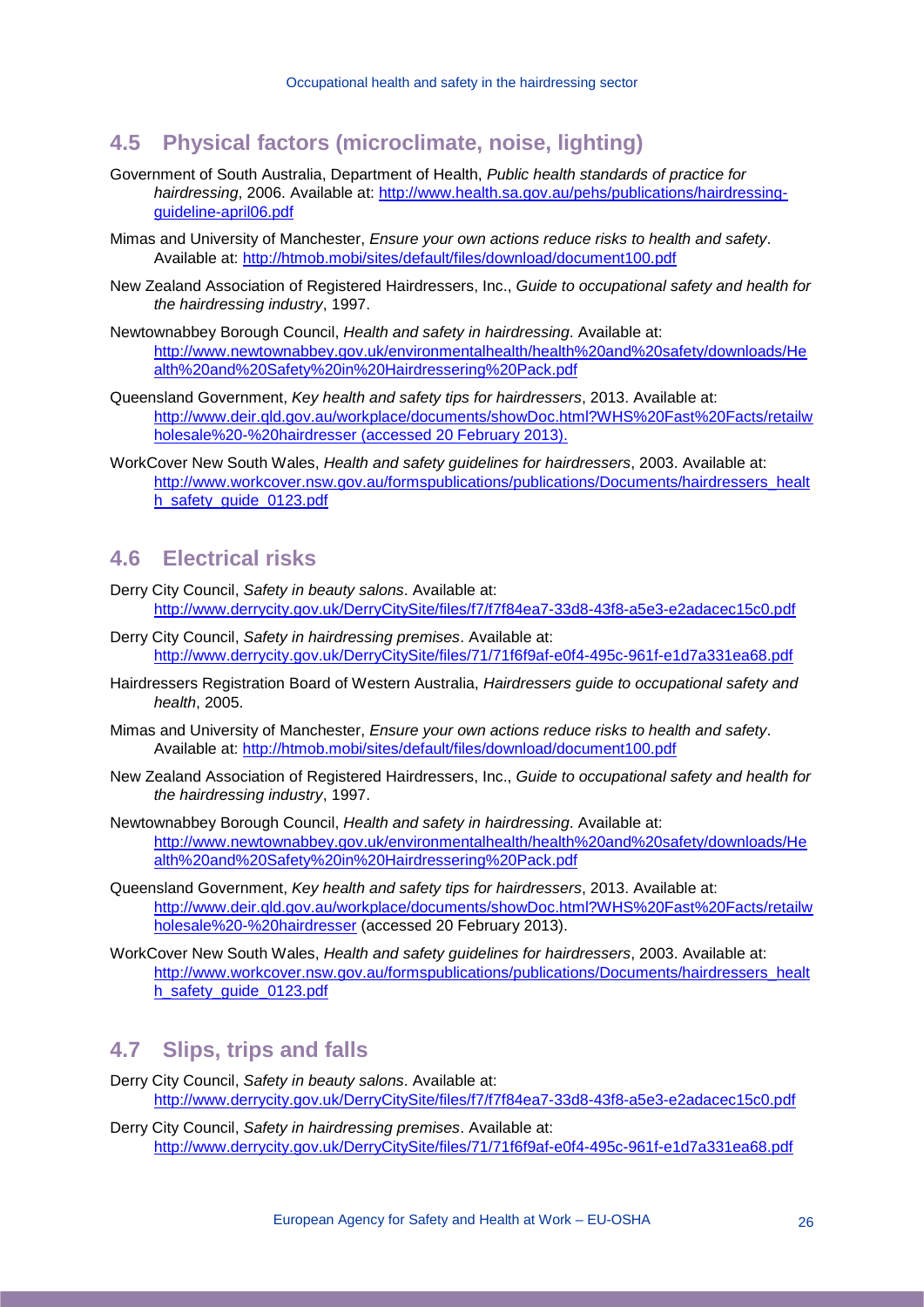## 4.5 Physical factors (microclimate, noise, lighting)

Government of South Australia, Department of Health, *Public health standards of practice for hairdressing*, 2006. Available at: http://www.health.sa.gov.au/pehs/publications/hairdressing-guideline-april06.pdf

Mimas and University of Manchester, *Ensure your own actions reduce risks to health and safety*. Available at: http://htmob.mobi/sites/default/files/download/document100.pdf

New Zealand Association of Registered Hairdressers, Inc., *Guide to occupational safety and health for the hairdressing industry*, 1997.

Newtownabbey Borough Council, *Health and safety in hairdressing*. Available at: http://www.newtownabbey.gov.uk/environmentalhealth/health%20and%20safety/downloads/Health%20and%20Safety%20in%20Hairdressering%20Pack.pdf

Queensland Government, *Key health and safety tips for hairdressers*, 2013. Available at: http://www.deir.qld.gov.au/workplace/documents/showDoc.html?WHS%20Fast%20Facts/retailwholesale%20-%20hairdresser (accessed 20 February 2013).

WorkCover New South Wales, *Health and safety guidelines for hairdressers*, 2003. Available at: http://www.workcover.nsw.gov.au/formspublications/publications/Documents/hairdressers_health_safety_guide_0123.pdf

## 4.6 Electrical risks

Derry City Council, *Safety in beauty salons*. Available at: http://www.derrycity.gov.uk/DerryCitySite/files/f7/f7f84ea7-33d8-43f8-a5e3-e2adacec15c0.pdf

Derry City Council, *Safety in hairdressing premises*. Available at: http://www.derrycity.gov.uk/DerryCitySite/files/71/71f6f9af-e0f4-495c-961f-e1d7a331ea68.pdf

Hairdressers Registration Board of Western Australia, *Hairdressers guide to occupational safety and health*, 2005.

Mimas and University of Manchester, *Ensure your own actions reduce risks to health and safety*. Available at: http://htmob.mobi/sites/default/files/download/document100.pdf

New Zealand Association of Registered Hairdressers, Inc., *Guide to occupational safety and health for the hairdressing industry*, 1997.

Newtownabbey Borough Council, *Health and safety in hairdressing*. Available at: http://www.newtownabbey.gov.uk/environmentalhealth/health%20and%20safety/downloads/Health%20and%20Safety%20in%20Hairdressering%20Pack.pdf

Queensland Government, *Key health and safety tips for hairdressers*, 2013. Available at: http://www.deir.qld.gov.au/workplace/documents/showDoc.html?WHS%20Fast%20Facts/retailwholesale%20-%20hairdresser (accessed 20 February 2013).

WorkCover New South Wales, *Health and safety guidelines for hairdressers*, 2003. Available at: http://www.workcover.nsw.gov.au/formspublications/publications/Documents/hairdressers_health_safety_guide_0123.pdf

## 4.7 Slips, trips and falls

Derry City Council, *Safety in beauty salons*. Available at: http://www.derrycity.gov.uk/DerryCitySite/files/f7/f7f84ea7-33d8-43f8-a5e3-e2adacec15c0.pdf

Derry City Council, *Safety in hairdressing premises*. Available at: http://www.derrycity.gov.uk/DerryCitySite/files/71/71f6f9af-e0f4-495c-961f-e1d7a331ea68.pdf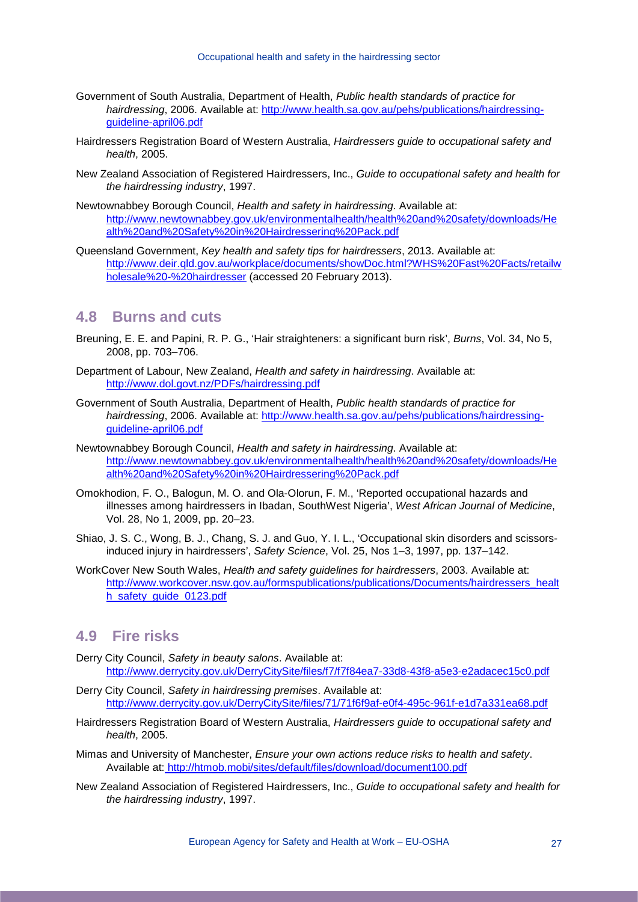Government of South Australia, Department of Health, *Public health standards of practice for hairdressing*, 2006. Available at: http://www.health.sa.gov.au/pehs/publications/hairdressing-guideline-april06.pdf

Hairdressers Registration Board of Western Australia, *Hairdressers guide to occupational safety and health*, 2005.

New Zealand Association of Registered Hairdressers, Inc., *Guide to occupational safety and health for the hairdressing industry*, 1997.

Newtownabbey Borough Council, *Health and safety in hairdressing*. Available at: http://www.newtownabbey.gov.uk/environmentalhealth/health%20and%20safety/downloads/Health%20and%20Safety%20in%20Hairdressering%20Pack.pdf

Queensland Government, *Key health and safety tips for hairdressers*, 2013. Available at: http://www.deir.qld.gov.au/workplace/documents/showDoc.html?WHS%20Fast%20Facts/retailwholesale%20-%20hairdresser (accessed 20 February 2013).

## 4.8 Burns and cuts

Breuning, E. E. and Papini, R. P. G., 'Hair straighteners: a significant burn risk', *Burns*, Vol. 34, No 5, 2008, pp. 703–706.

Department of Labour, New Zealand, *Health and safety in hairdressing*. Available at: http://www.dol.govt.nz/PDFs/hairdressing.pdf

Government of South Australia, Department of Health, *Public health standards of practice for hairdressing*, 2006. Available at: http://www.health.sa.gov.au/pehs/publications/hairdressing-guideline-april06.pdf

Newtownabbey Borough Council, *Health and safety in hairdressing*. Available at: http://www.newtownabbey.gov.uk/environmentalhealth/health%20and%20safety/downloads/Health%20and%20Safety%20in%20Hairdressering%20Pack.pdf

Omokhodion, F. O., Balogun, M. O. and Ola-Olorun, F. M., 'Reported occupational hazards and illnesses among hairdressers in Ibadan, SouthWest Nigeria', *West African Journal of Medicine*, Vol. 28, No 1, 2009, pp. 20–23.

Shiao, J. S. C., Wong, B. J., Chang, S. J. and Guo, Y. I. L., 'Occupational skin disorders and scissors-induced injury in hairdressers', *Safety Science*, Vol. 25, Nos 1–3, 1997, pp. 137–142.

WorkCover New South Wales, *Health and safety guidelines for hairdressers*, 2003. Available at: http://www.workcover.nsw.gov.au/formspublications/publications/Documents/hairdressers_health_safety_guide_0123.pdf

## 4.9 Fire risks

Derry City Council, *Safety in beauty salons*. Available at: http://www.derrycity.gov.uk/DerryCitySite/files/f7/f7f84ea7-33d8-43f8-a5e3-e2adacec15c0.pdf

Derry City Council, *Safety in hairdressing premises*. Available at: http://www.derrycity.gov.uk/DerryCitySite/files/71/71f6f9af-e0f4-495c-961f-e1d7a331ea68.pdf

Hairdressers Registration Board of Western Australia, *Hairdressers guide to occupational safety and health*, 2005.

Mimas and University of Manchester, *Ensure your own actions reduce risks to health and safety*. Available at: http://htmob.mobi/sites/default/files/download/document100.pdf

New Zealand Association of Registered Hairdressers, Inc., *Guide to occupational safety and health for the hairdressing industry*, 1997.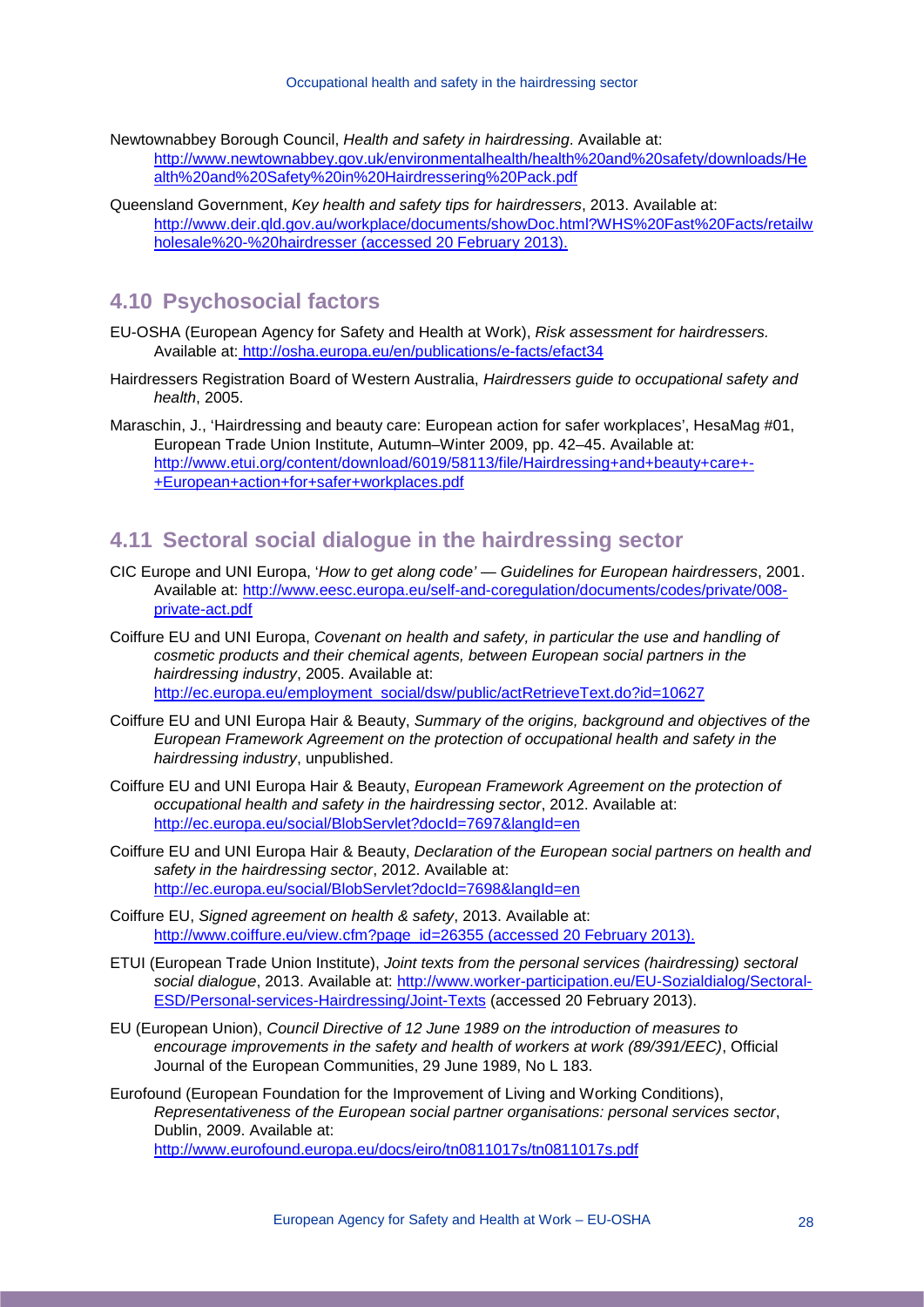Newtownabbey Borough Council, *Health and safety in hairdressing*. Available at: http://www.newtownabbey.gov.uk/environmentalhealth/health%20and%20safety/downloads/Health%20and%20Safety%20in%20Hairdressering%20Pack.pdf

Queensland Government, *Key health and safety tips for hairdressers*, 2013. Available at: http://www.deir.qld.gov.au/workplace/documents/showDoc.html?WHS%20Fast%20Facts/retailwholesale%20-%20hairdresser (accessed 20 February 2013).

## 4.10 Psychosocial factors

EU-OSHA (European Agency for Safety and Health at Work), *Risk assessment for hairdressers.* Available at: http://osha.europa.eu/en/publications/e-facts/efact34

Hairdressers Registration Board of Western Australia, *Hairdressers guide to occupational safety and health*, 2005.

Maraschin, J., 'Hairdressing and beauty care: European action for safer workplaces', HesaMag #01, European Trade Union Institute, Autumn–Winter 2009, pp. 42–45. Available at: http://www.etui.org/content/download/6019/58113/file/Hairdressing+and+beauty+care+-+European+action+for+safer+workplaces.pdf

## 4.11 Sectoral social dialogue in the hairdressing sector

CIC Europe and UNI Europa, '*How to get along code' — Guidelines for European hairdressers*, 2001. Available at: http://www.eesc.europa.eu/self-and-coregulation/documents/codes/private/008-private-act.pdf

Coiffure EU and UNI Europa, *Covenant on health and safety, in particular the use and handling of cosmetic products and their chemical agents, between European social partners in the hairdressing industry*, 2005. Available at: http://ec.europa.eu/employment_social/dsw/public/actRetrieveText.do?id=10627

Coiffure EU and UNI Europa Hair & Beauty, *Summary of the origins, background and objectives of the European Framework Agreement on the protection of occupational health and safety in the hairdressing industry*, unpublished.

Coiffure EU and UNI Europa Hair & Beauty, *European Framework Agreement on the protection of occupational health and safety in the hairdressing sector*, 2012. Available at: http://ec.europa.eu/social/BlobServlet?docId=7697&langId=en

Coiffure EU and UNI Europa Hair & Beauty, *Declaration of the European social partners on health and safety in the hairdressing sector*, 2012. Available at: http://ec.europa.eu/social/BlobServlet?docId=7698&langId=en

Coiffure EU, *Signed agreement on health & safety*, 2013. Available at: http://www.coiffure.eu/view.cfm?page_id=26355 (accessed 20 February 2013).

ETUI (European Trade Union Institute), *Joint texts from the personal services (hairdressing) sectoral social dialogue*, 2013. Available at: http://www.worker-participation.eu/EU-Sozialdialog/Sectoral-ESD/Personal-services-Hairdressing/Joint-Texts (accessed 20 February 2013).

EU (European Union), *Council Directive of 12 June 1989 on the introduction of measures to encourage improvements in the safety and health of workers at work (89/391/EEC)*, Official Journal of the European Communities, 29 June 1989, No L 183.

Eurofound (European Foundation for the Improvement of Living and Working Conditions), *Representativeness of the European social partner organisations: personal services sector*, Dublin, 2009. Available at: http://www.eurofound.europa.eu/docs/eiro/tn0811017s/tn0811017s.pdf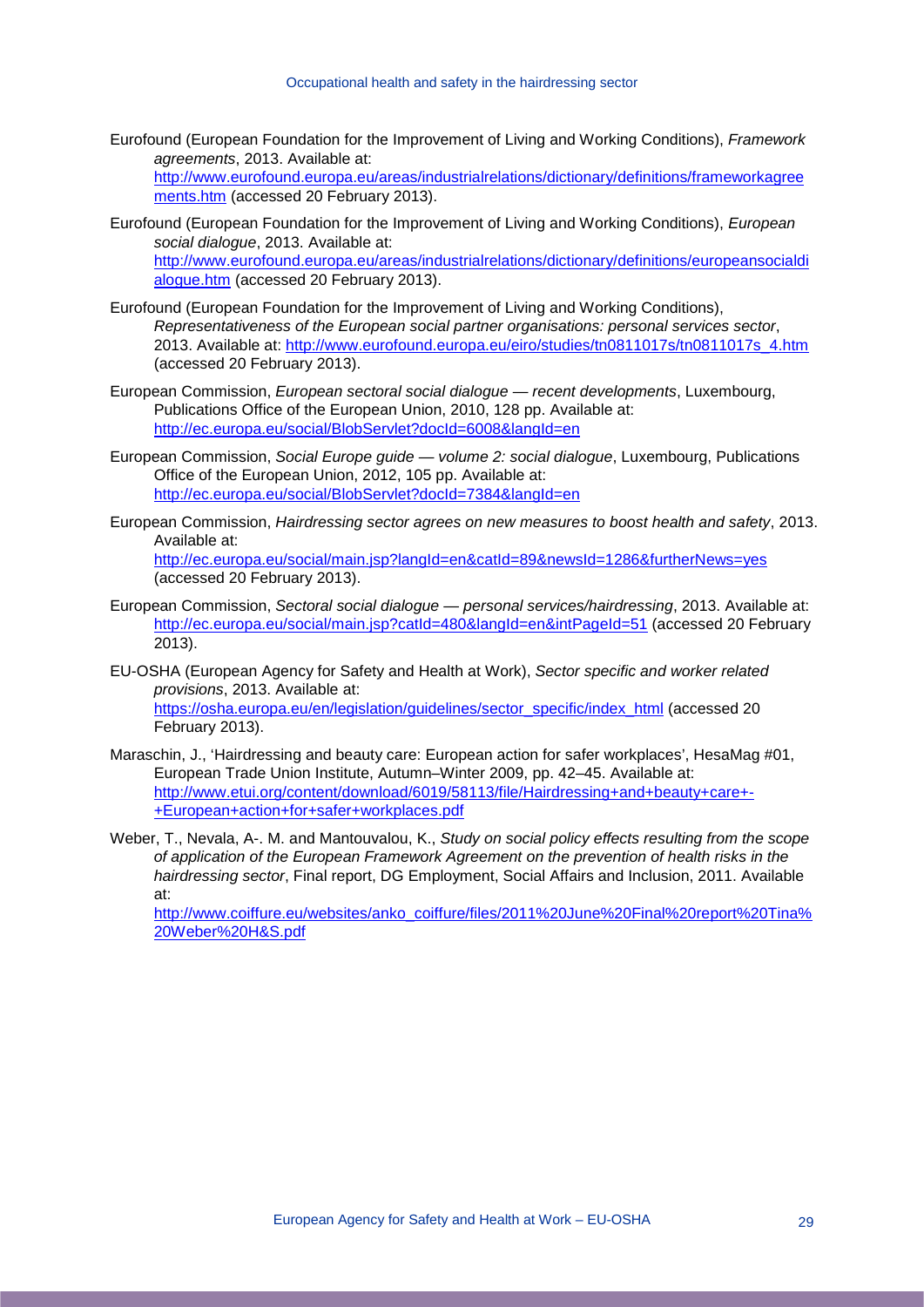Eurofound (European Foundation for the Improvement of Living and Working Conditions), *Framework agreements*, 2013. Available at: http://www.eurofound.europa.eu/areas/industrialrelations/dictionary/definitions/frameworkagreements.htm (accessed 20 February 2013).

Eurofound (European Foundation for the Improvement of Living and Working Conditions), *European social dialogue*, 2013. Available at: http://www.eurofound.europa.eu/areas/industrialrelations/dictionary/definitions/europeansocialdialogue.htm (accessed 20 February 2013).

Eurofound (European Foundation for the Improvement of Living and Working Conditions), *Representativeness of the European social partner organisations: personal services sector*, 2013. Available at: http://www.eurofound.europa.eu/eiro/studies/tn0811017s/tn0811017s_4.htm (accessed 20 February 2013).

European Commission, *European sectoral social dialogue — recent developments*, Luxembourg, Publications Office of the European Union, 2010, 128 pp. Available at: http://ec.europa.eu/social/BlobServlet?docId=6008&langId=en

European Commission, *Social Europe guide — volume 2: social dialogue*, Luxembourg, Publications Office of the European Union, 2012, 105 pp. Available at: http://ec.europa.eu/social/BlobServlet?docId=7384&langId=en

European Commission, *Hairdressing sector agrees on new measures to boost health and safety*, 2013. Available at: http://ec.europa.eu/social/main.jsp?langId=en&catId=89&newsId=1286&furtherNews=yes (accessed 20 February 2013).

European Commission, *Sectoral social dialogue — personal services/hairdressing*, 2013. Available at: http://ec.europa.eu/social/main.jsp?catId=480&langId=en&intPageId=51 (accessed 20 February 2013).

EU-OSHA (European Agency for Safety and Health at Work), *Sector specific and worker related provisions*, 2013. Available at: https://osha.europa.eu/en/legislation/guidelines/sector_specific/index_html (accessed 20 February 2013).

Maraschin, J., 'Hairdressing and beauty care: European action for safer workplaces', HesaMag #01, European Trade Union Institute, Autumn–Winter 2009, pp. 42–45. Available at: http://www.etui.org/content/download/6019/58113/file/Hairdressing+and+beauty+care+-+European+action+for+safer+workplaces.pdf

Weber, T., Nevala, A-. M. and Mantouvalou, K., *Study on social policy effects resulting from the scope of application of the European Framework Agreement on the prevention of health risks in the hairdressing sector*, Final report, DG Employment, Social Affairs and Inclusion, 2011. Available at: http://www.coiffure.eu/websites/anko_coiffure/files/2011%20June%20Final%20report%20Tina%20Weber%20H&S.pdf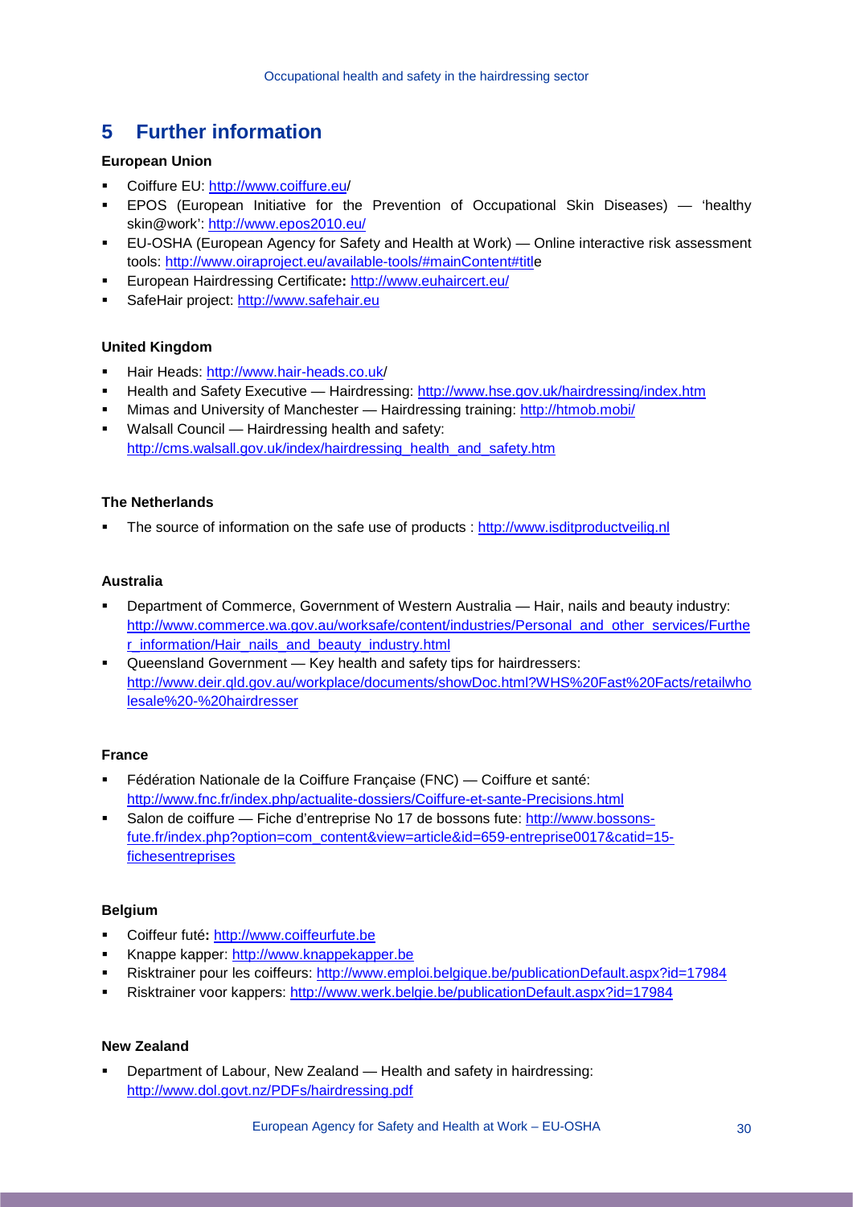## 5 Further information

**European Union**

- Coiffure EU: http://www.coiffure.eu/
- EPOS (European Initiative for the Prevention of Occupational Skin Diseases) — 'healthy skin@work': http://www.epos2010.eu/
- EU-OSHA (European Agency for Safety and Health at Work) — Online interactive risk assessment tools: http://www.oiraproject.eu/available-tools/#mainContent#title
- European Hairdressing Certificate**:** http://www.euhaircert.eu/
- SafeHair project: http://www.safehair.eu

**United Kingdom**

- Hair Heads: http://www.hair-heads.co.uk/
- Health and Safety Executive — Hairdressing: http://www.hse.gov.uk/hairdressing/index.htm
- Mimas and University of Manchester — Hairdressing training: http://htmob.mobi/
- Walsall Council — Hairdressing health and safety: http://cms.walsall.gov.uk/index/hairdressing_health_and_safety.htm

**The Netherlands**

- The source of information on the safe use of products : http://www.isditproductveilig.nl

**Australia**

- Department of Commerce, Government of Western Australia — Hair, nails and beauty industry: http://www.commerce.wa.gov.au/worksafe/content/industries/Personal_and_other_services/Further_information/Hair_nails_and_beauty_industry.html
- Queensland Government — Key health and safety tips for hairdressers: http://www.deir.qld.gov.au/workplace/documents/showDoc.html?WHS%20Fast%20Facts/retailwholesale%20-%20hairdresser

**France**

- Fédération Nationale de la Coiffure Française (FNC) — Coiffure et santé: http://www.fnc.fr/index.php/actualite-dossiers/Coiffure-et-sante-Precisions.html
- Salon de coiffure — Fiche d'entreprise No 17 de bossons fute: http://www.bossons-fute.fr/index.php?option=com_content&view=article&id=659-entreprise0017&catid=15-fichesentreprises

**Belgium**

- Coiffeur futé**:** http://www.coiffeurfute.be
- Knappe kapper: http://www.knappekapper.be
- Risktrainer pour les coiffeurs: http://www.emploi.belgique.be/publicationDefault.aspx?id=17984
- Risktrainer voor kappers: http://www.werk.belgie.be/publicationDefault.aspx?id=17984

**New Zealand**

- Department of Labour, New Zealand — Health and safety in hairdressing: http://www.dol.govt.nz/PDFs/hairdressing.pdf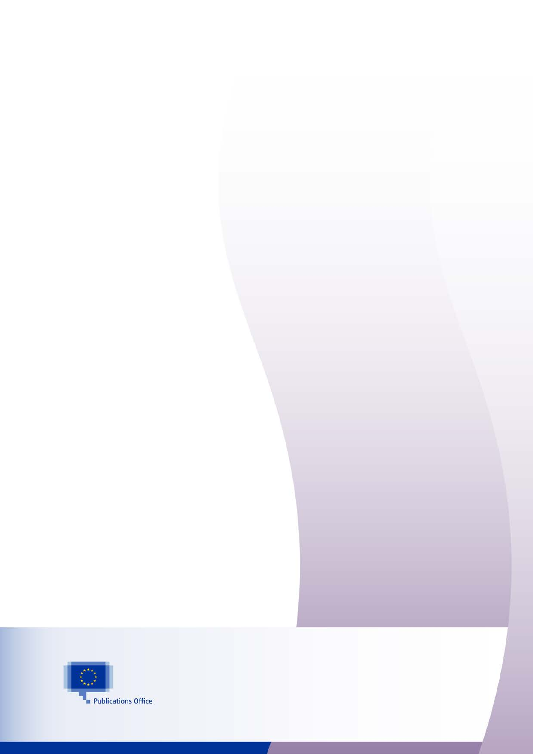Publications Office